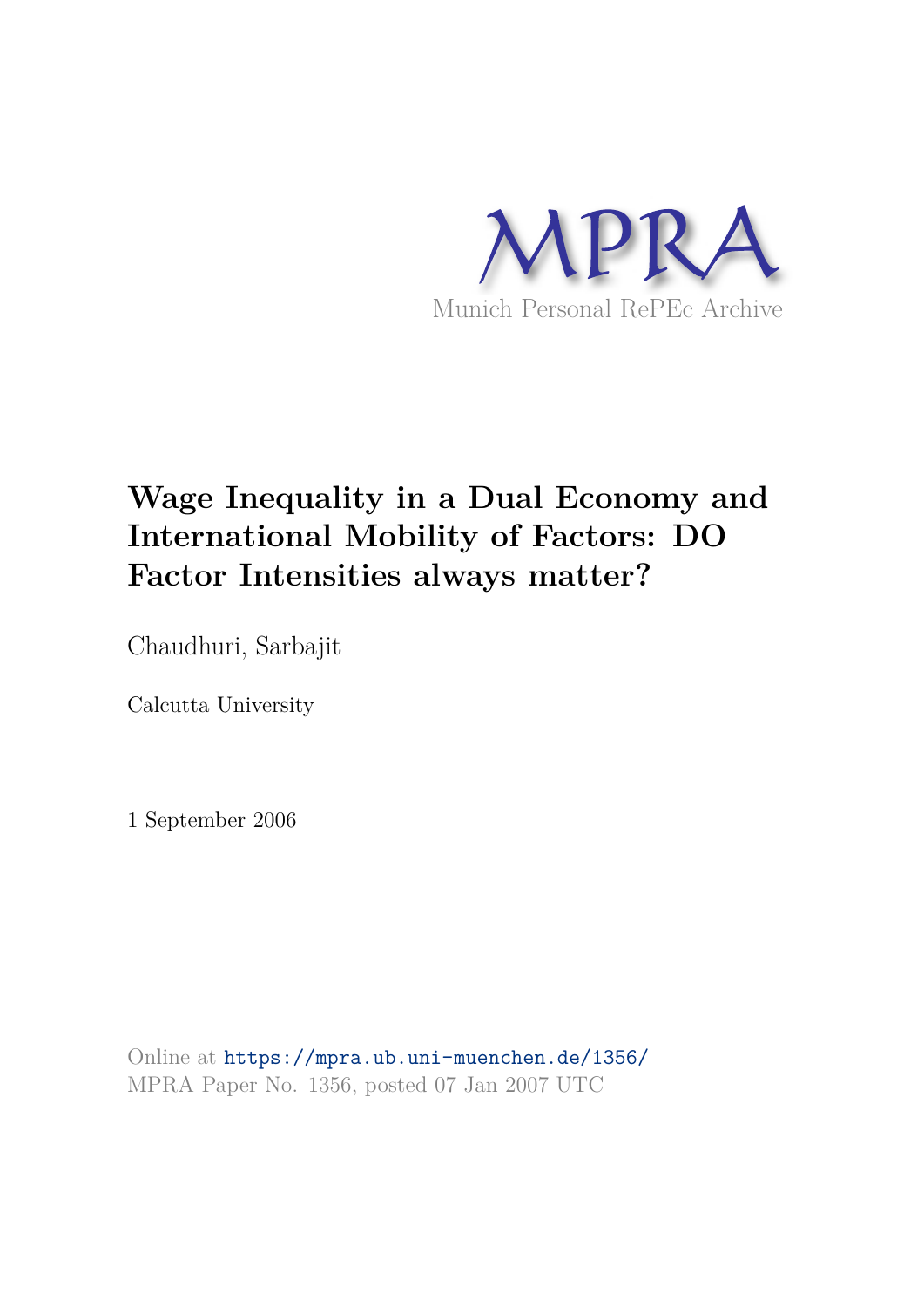MPRA

Munich Personal RePEc Archive

# Wage Inequality in a Dual Economy and International Mobility of Factors: DO Factor Intensities always matter?

Chaudhuri, Sarbajit

Calcutta University

1 September 2006

Online at https://mpra.ub.uni-muenchen.de/1356/
MPRA Paper No. 1356, posted 07 Jan 2007 UTC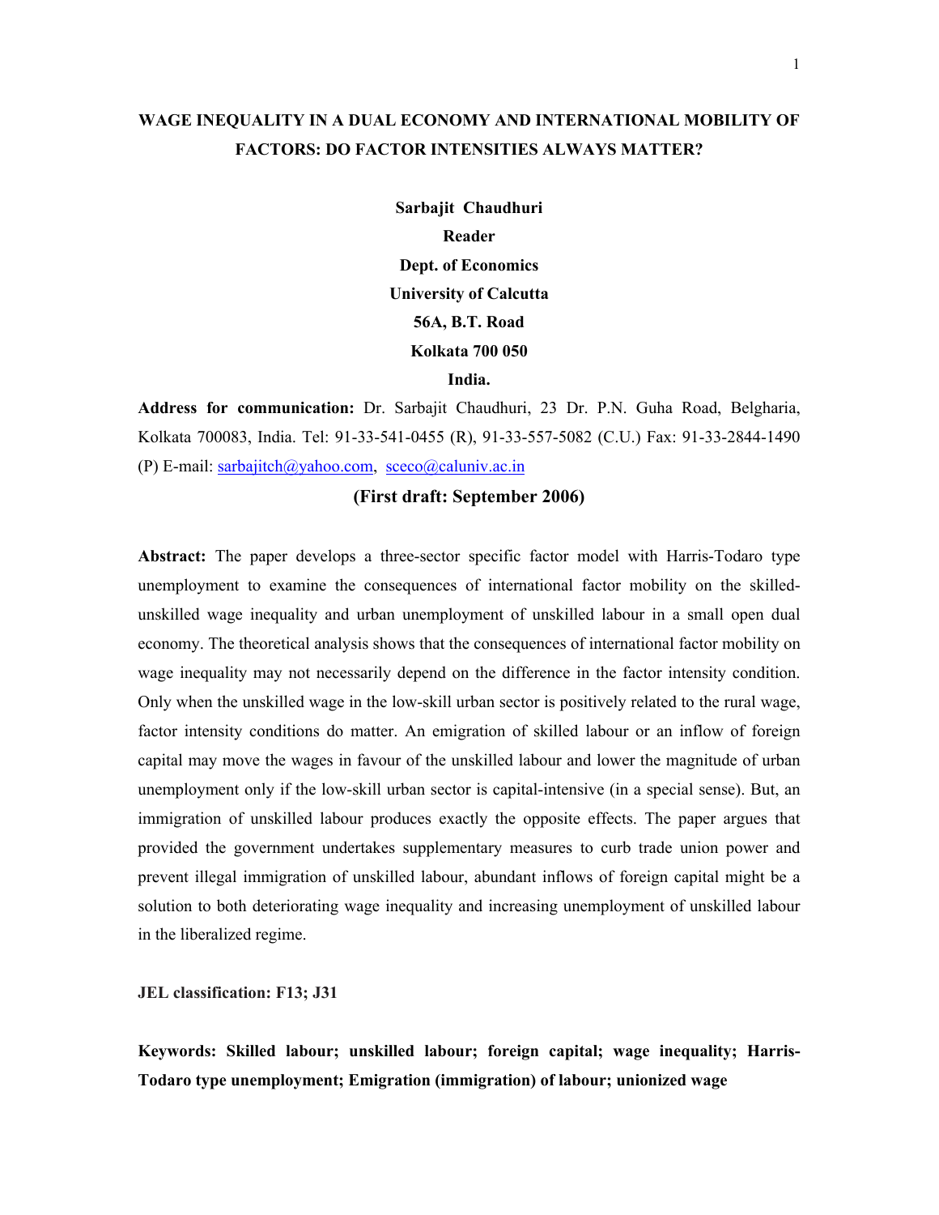# WAGE INEQUALITY IN A DUAL ECONOMY AND INTERNATIONAL MOBILITY OF FACTORS: DO FACTOR INTENSITIES ALWAYS MATTER?

**Sarbajit Chaudhuri**
**Reader**
**Dept. of Economics**
**University of Calcutta**
**56A, B.T. Road**
**Kolkata 700 050**
**India.**

**Address for communication:** Dr. Sarbajit Chaudhuri, 23 Dr. P.N. Guha Road, Belgharia, Kolkata 700083, India. Tel: 91-33-541-0455 (R), 91-33-557-5082 (C.U.) Fax: 91-33-2844-1490 (P) E-mail: sarbajitch@yahoo.com, sceco@caluniv.ac.in

**(First draft: September 2006)**

**Abstract:** The paper develops a three-sector specific factor model with Harris-Todaro type unemployment to examine the consequences of international factor mobility on the skilled-unskilled wage inequality and urban unemployment of unskilled labour in a small open dual economy. The theoretical analysis shows that the consequences of international factor mobility on wage inequality may not necessarily depend on the difference in the factor intensity condition. Only when the unskilled wage in the low-skill urban sector is positively related to the rural wage, factor intensity conditions do matter. An emigration of skilled labour or an inflow of foreign capital may move the wages in favour of the unskilled labour and lower the magnitude of urban unemployment only if the low-skill urban sector is capital-intensive (in a special sense). But, an immigration of unskilled labour produces exactly the opposite effects. The paper argues that provided the government undertakes supplementary measures to curb trade union power and prevent illegal immigration of unskilled labour, abundant inflows of foreign capital might be a solution to both deteriorating wage inequality and increasing unemployment of unskilled labour in the liberalized regime.

**JEL classification: F13; J31**

**Keywords: Skilled labour; unskilled labour; foreign capital; wage inequality; Harris-Todaro type unemployment; Emigration (immigration) of labour; unionized wage**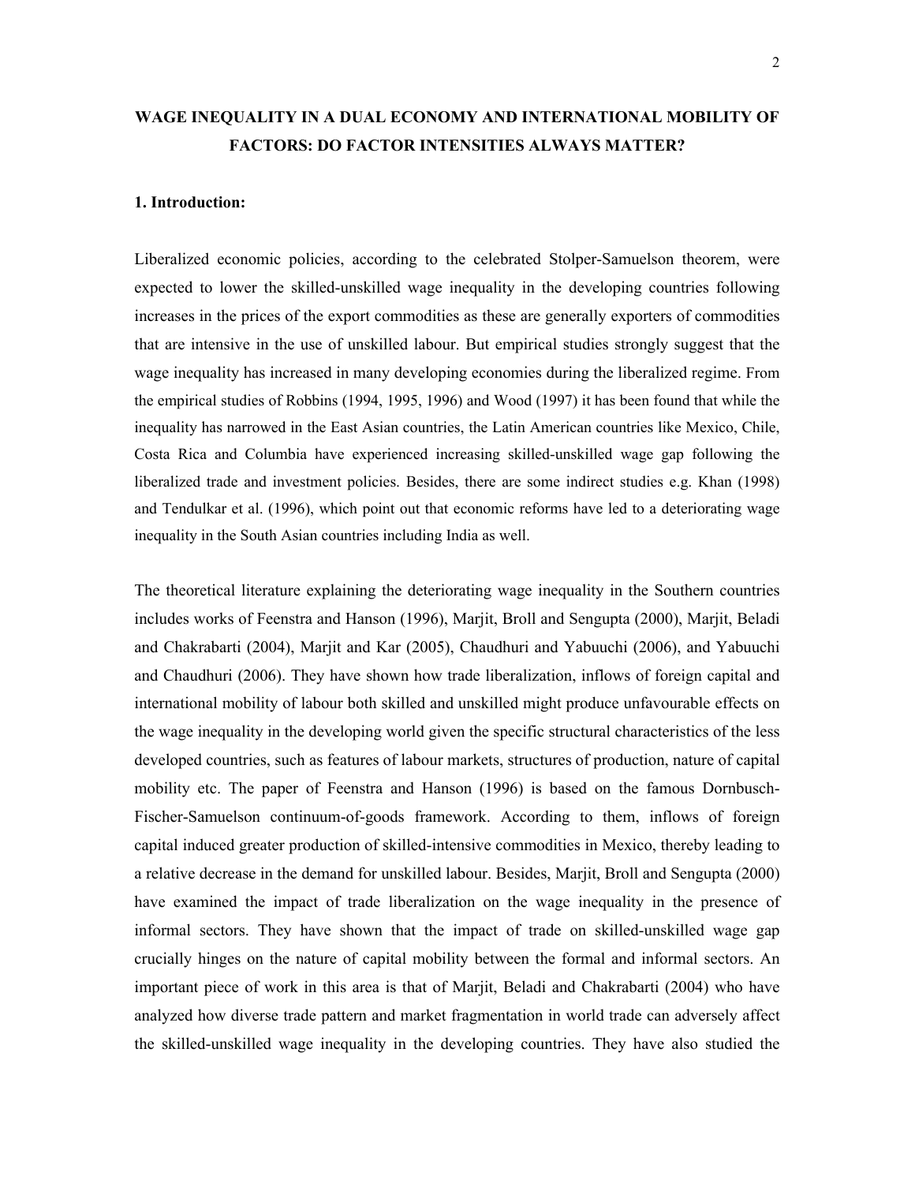# WAGE INEQUALITY IN A DUAL ECONOMY AND INTERNATIONAL MOBILITY OF FACTORS: DO FACTOR INTENSITIES ALWAYS MATTER?

## 1. Introduction:

Liberalized economic policies, according to the celebrated Stolper-Samuelson theorem, were expected to lower the skilled-unskilled wage inequality in the developing countries following increases in the prices of the export commodities as these are generally exporters of commodities that are intensive in the use of unskilled labour. But empirical studies strongly suggest that the wage inequality has increased in many developing economies during the liberalized regime. From the empirical studies of Robbins (1994, 1995, 1996) and Wood (1997) it has been found that while the inequality has narrowed in the East Asian countries, the Latin American countries like Mexico, Chile, Costa Rica and Columbia have experienced increasing skilled-unskilled wage gap following the liberalized trade and investment policies. Besides, there are some indirect studies e.g. Khan (1998) and Tendulkar et al. (1996), which point out that economic reforms have led to a deteriorating wage inequality in the South Asian countries including India as well.

The theoretical literature explaining the deteriorating wage inequality in the Southern countries includes works of Feenstra and Hanson (1996), Marjit, Broll and Sengupta (2000), Marjit, Beladi and Chakrabarti (2004), Marjit and Kar (2005), Chaudhuri and Yabuuchi (2006), and Yabuuchi and Chaudhuri (2006). They have shown how trade liberalization, inflows of foreign capital and international mobility of labour both skilled and unskilled might produce unfavourable effects on the wage inequality in the developing world given the specific structural characteristics of the less developed countries, such as features of labour markets, structures of production, nature of capital mobility etc. The paper of Feenstra and Hanson (1996) is based on the famous Dornbusch-Fischer-Samuelson continuum-of-goods framework. According to them, inflows of foreign capital induced greater production of skilled-intensive commodities in Mexico, thereby leading to a relative decrease in the demand for unskilled labour. Besides, Marjit, Broll and Sengupta (2000) have examined the impact of trade liberalization on the wage inequality in the presence of informal sectors. They have shown that the impact of trade on skilled-unskilled wage gap crucially hinges on the nature of capital mobility between the formal and informal sectors. An important piece of work in this area is that of Marjit, Beladi and Chakrabarti (2004) who have analyzed how diverse trade pattern and market fragmentation in world trade can adversely affect the skilled-unskilled wage inequality in the developing countries. They have also studied the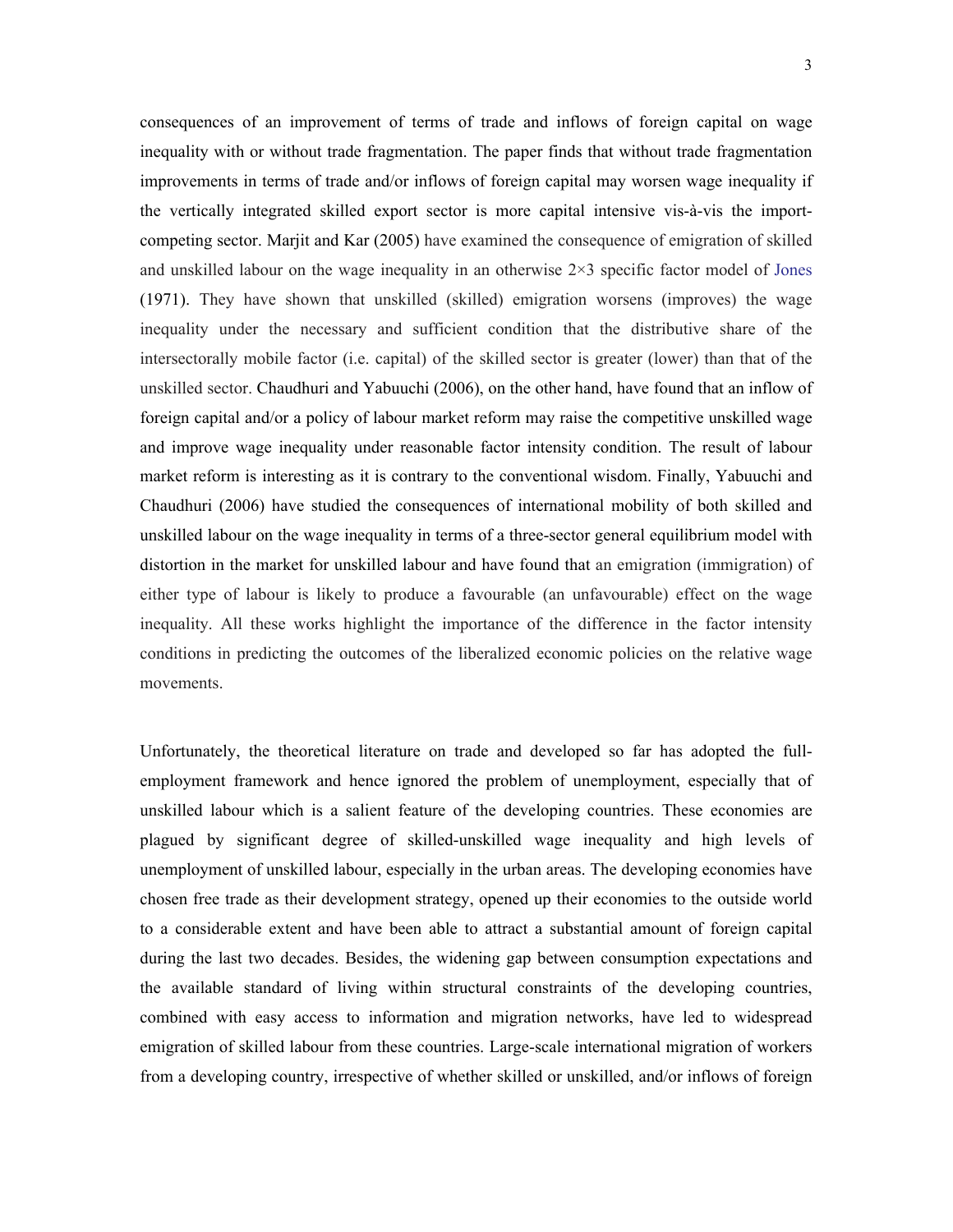consequences of an improvement of terms of trade and inflows of foreign capital on wage inequality with or without trade fragmentation. The paper finds that without trade fragmentation improvements in terms of trade and/or inflows of foreign capital may worsen wage inequality if the vertically integrated skilled export sector is more capital intensive vis-à-vis the import-competing sector. Marjit and Kar (2005) have examined the consequence of emigration of skilled and unskilled labour on the wage inequality in an otherwise 2×3 specific factor model of Jones (1971). They have shown that unskilled (skilled) emigration worsens (improves) the wage inequality under the necessary and sufficient condition that the distributive share of the intersectorally mobile factor (i.e. capital) of the skilled sector is greater (lower) than that of the unskilled sector. Chaudhuri and Yabuuchi (2006), on the other hand, have found that an inflow of foreign capital and/or a policy of labour market reform may raise the competitive unskilled wage and improve wage inequality under reasonable factor intensity condition. The result of labour market reform is interesting as it is contrary to the conventional wisdom. Finally, Yabuuchi and Chaudhuri (2006) have studied the consequences of international mobility of both skilled and unskilled labour on the wage inequality in terms of a three-sector general equilibrium model with distortion in the market for unskilled labour and have found that an emigration (immigration) of either type of labour is likely to produce a favourable (an unfavourable) effect on the wage inequality. All these works highlight the importance of the difference in the factor intensity conditions in predicting the outcomes of the liberalized economic policies on the relative wage movements.

Unfortunately, the theoretical literature on trade and developed so far has adopted the full-employment framework and hence ignored the problem of unemployment, especially that of unskilled labour which is a salient feature of the developing countries. These economies are plagued by significant degree of skilled-unskilled wage inequality and high levels of unemployment of unskilled labour, especially in the urban areas. The developing economies have chosen free trade as their development strategy, opened up their economies to the outside world to a considerable extent and have been able to attract a substantial amount of foreign capital during the last two decades. Besides, the widening gap between consumption expectations and the available standard of living within structural constraints of the developing countries, combined with easy access to information and migration networks, have led to widespread emigration of skilled labour from these countries. Large-scale international migration of workers from a developing country, irrespective of whether skilled or unskilled, and/or inflows of foreign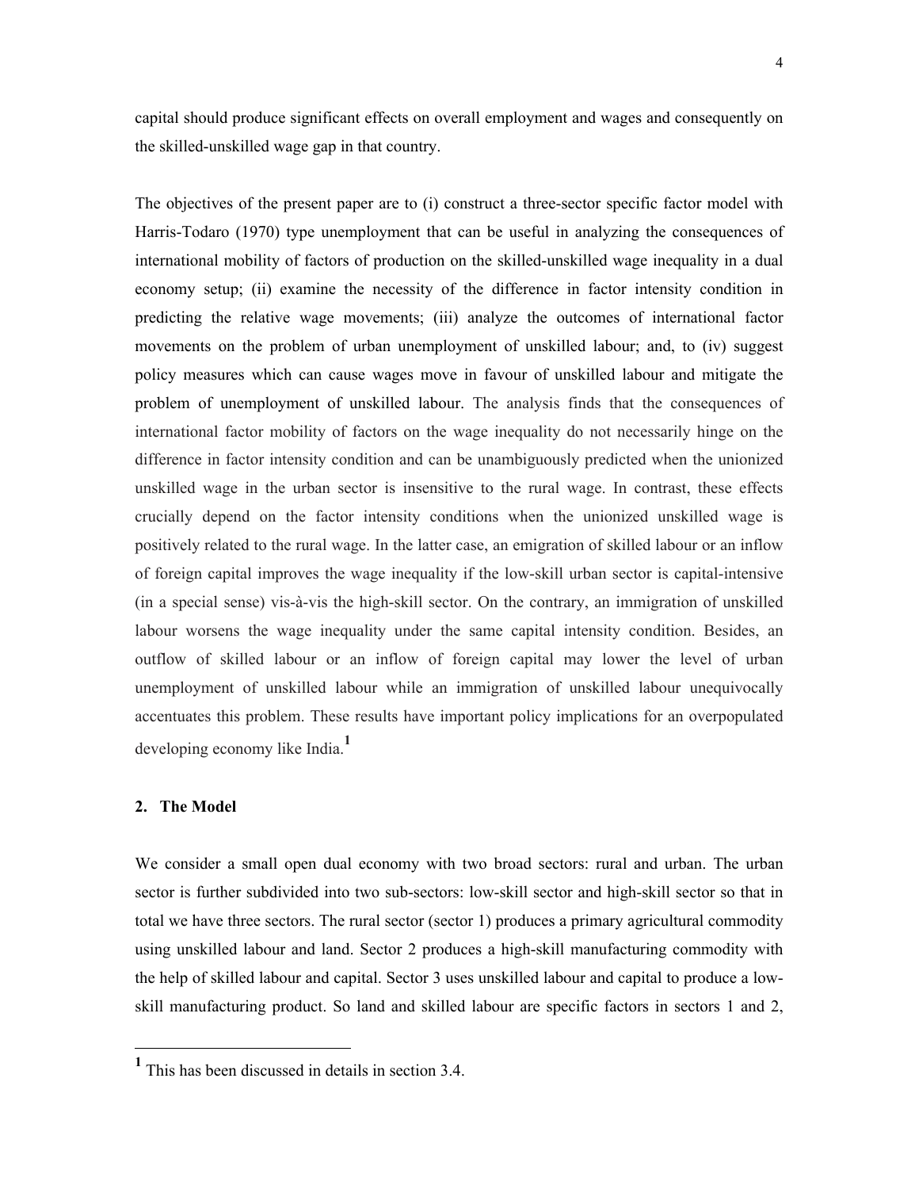capital should produce significant effects on overall employment and wages and consequently on the skilled-unskilled wage gap in that country.

The objectives of the present paper are to (i) construct a three-sector specific factor model with Harris-Todaro (1970) type unemployment that can be useful in analyzing the consequences of international mobility of factors of production on the skilled-unskilled wage inequality in a dual economy setup; (ii) examine the necessity of the difference in factor intensity condition in predicting the relative wage movements; (iii) analyze the outcomes of international factor movements on the problem of urban unemployment of unskilled labour; and, to (iv) suggest policy measures which can cause wages move in favour of unskilled labour and mitigate the problem of unemployment of unskilled labour. The analysis finds that the consequences of international factor mobility of factors on the wage inequality do not necessarily hinge on the difference in factor intensity condition and can be unambiguously predicted when the unionized unskilled wage in the urban sector is insensitive to the rural wage. In contrast, these effects crucially depend on the factor intensity conditions when the unionized unskilled wage is positively related to the rural wage. In the latter case, an emigration of skilled labour or an inflow of foreign capital improves the wage inequality if the low-skill urban sector is capital-intensive (in a special sense) vis-à-vis the high-skill sector. On the contrary, an immigration of unskilled labour worsens the wage inequality under the same capital intensity condition. Besides, an outflow of skilled labour or an inflow of foreign capital may lower the level of urban unemployment of unskilled labour while an immigration of unskilled labour unequivocally accentuates this problem. These results have important policy implications for an overpopulated developing economy like India.[1]

## 2. The Model

We consider a small open dual economy with two broad sectors: rural and urban. The urban sector is further subdivided into two sub-sectors: low-skill sector and high-skill sector so that in total we have three sectors. The rural sector (sector 1) produces a primary agricultural commodity using unskilled labour and land. Sector 2 produces a high-skill manufacturing commodity with the help of skilled labour and capital. Sector 3 uses unskilled labour and capital to produce a low-skill manufacturing product. So land and skilled labour are specific factors in sectors 1 and 2,

---

[1] This has been discussed in details in section 3.4.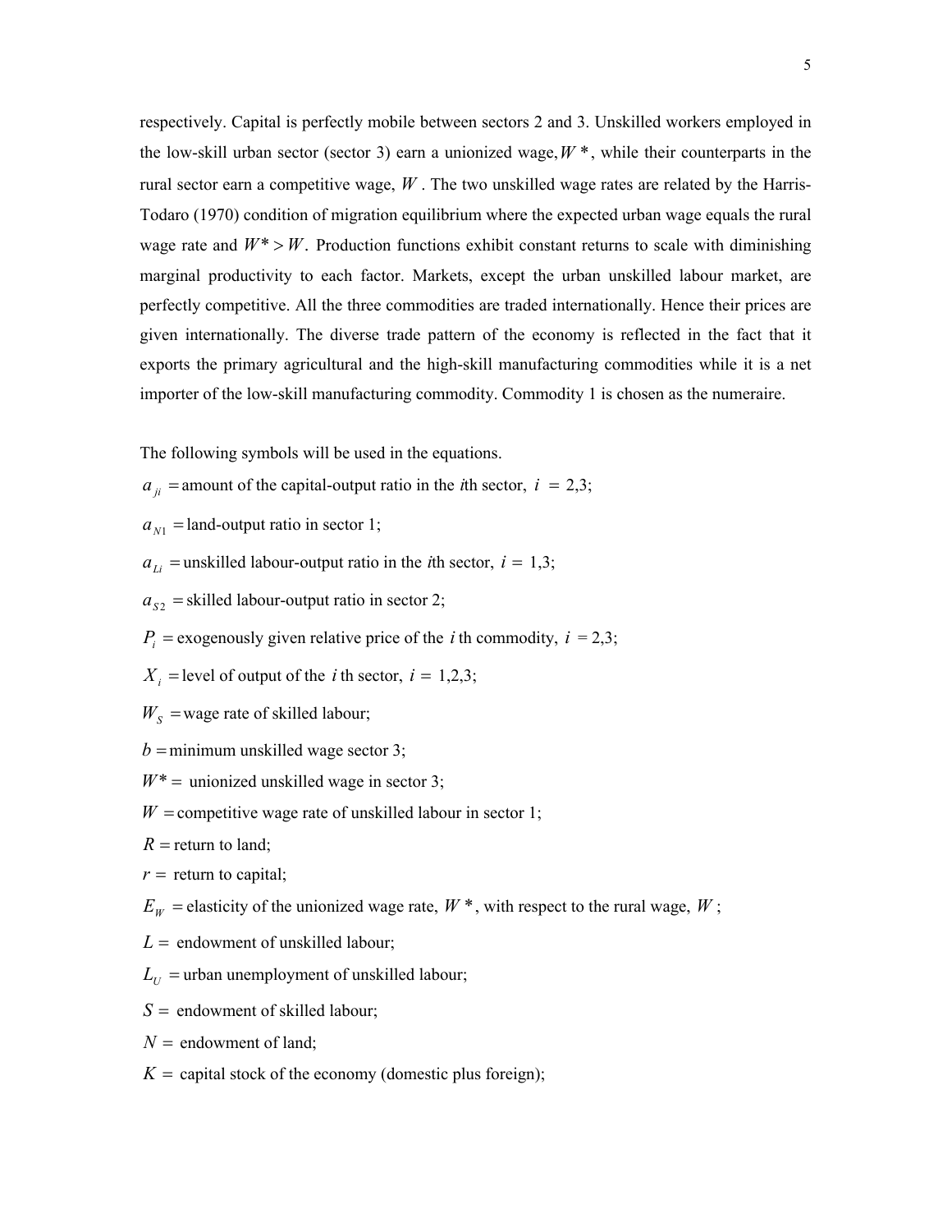respectively. Capital is perfectly mobile between sectors 2 and 3. Unskilled workers employed in the low-skill urban sector (sector 3) earn a unionized wage, $W^*$, while their counterparts in the rural sector earn a competitive wage, $W$. The two unskilled wage rates are related by the Harris-Todaro (1970) condition of migration equilibrium where the expected urban wage equals the rural wage rate and $W^* > W$. Production functions exhibit constant returns to scale with diminishing marginal productivity to each factor. Markets, except the urban unskilled labour market, are perfectly competitive. All the three commodities are traded internationally. Hence their prices are given internationally. The diverse trade pattern of the economy is reflected in the fact that it exports the primary agricultural and the high-skill manufacturing commodities while it is a net importer of the low-skill manufacturing commodity. Commodity 1 is chosen as the numeraire.

The following symbols will be used in the equations.

$a_{ji}$ = amount of the capital-output ratio in the *i*th sector, $i = 2,3$;

$a_{N1}$ = land-output ratio in sector 1;

$a_{Li}$ = unskilled labour-output ratio in the *i*th sector, $i = 1,3$;

$a_{S2}$ = skilled labour-output ratio in sector 2;

$P_i$ = exogenously given relative price of the $i$ th commodity, $i = 2,3$;

$X_i$ = level of output of the $i$ th sector, $i = 1,2,3$;

$W_S$ = wage rate of skilled labour;

$b$ = minimum unskilled wage sector 3;

$W^*$ = unionized unskilled wage in sector 3;

$W$ = competitive wage rate of unskilled labour in sector 1;

$R$ = return to land;

$r$ = return to capital;

$E_W$ = elasticity of the unionized wage rate, $W^*$, with respect to the rural wage, $W$;

$L$ = endowment of unskilled labour;

$L_U$ = urban unemployment of unskilled labour;

$S$ = endowment of skilled labour;

$N$ = endowment of land;

$K$ = capital stock of the economy (domestic plus foreign);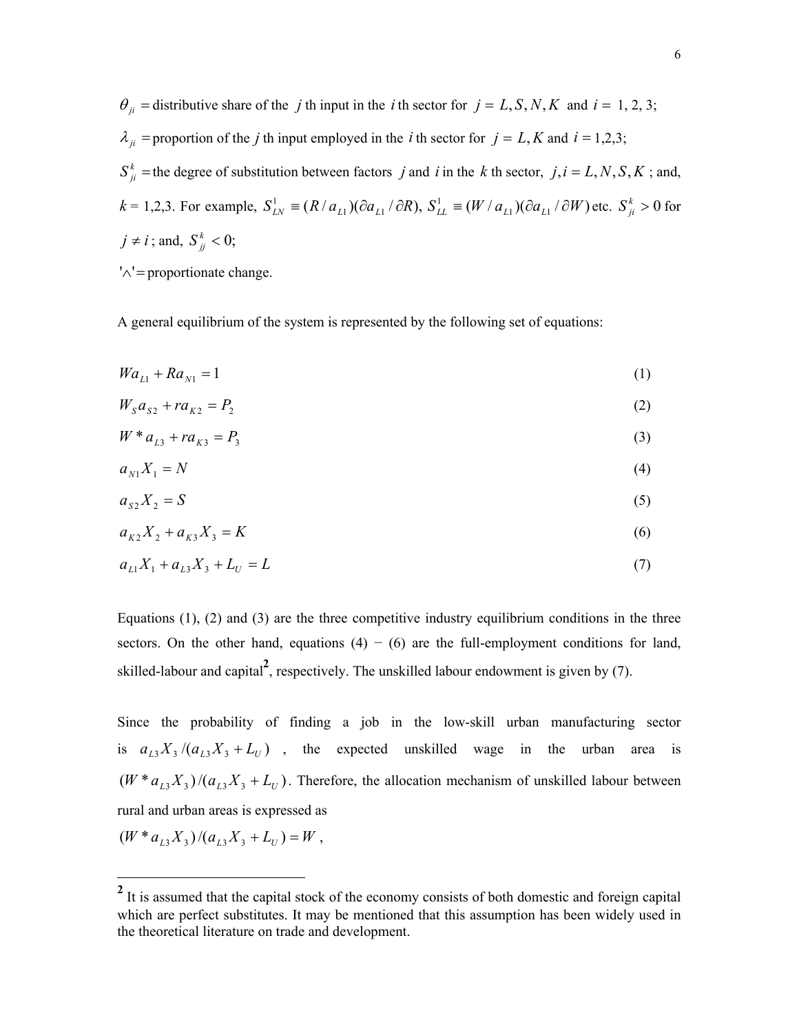$\theta_{ji}$ = distributive share of the $j$ th input in the $i$ th sector for $j = L, S, N, K$ and $i = 1, 2, 3$;

$\lambda_{ji}$ = proportion of the $j$ th input employed in the $i$ th sector for $j = L, K$ and $i = 1,2,3$;

$S_{ji}^{k}$ = the degree of substitution between factors $j$ and $i$ in the $k$ th sector, $j, i = L, N, S, K$ ; and, $k$ = 1,2,3. For example, $S_{LN}^{1} \equiv (R / a_{L1})(\partial a_{L1} / \partial R)$, $S_{LL}^{1} \equiv (W / a_{L1})(\partial a_{L1} / \partial W)$ etc. $S_{ji}^{k} > 0$ for $j \neq i$ ; and, $S_{jj}^{k} < 0$;

'$\wedge$' = proportionate change.

A general equilibrium of the system is represented by the following set of equations:

$$W a_{L1} + R a_{N1} = 1 \tag{1}$$

$$W_S a_{S2} + r a_{K2} = P_2 \tag{2}$$

$$W^* a_{L3} + r a_{K3} = P_3 \tag{3}$$

$$a_{N1} X_1 = N \tag{4}$$

$$a_{S2} X_2 = S \tag{5}$$

$$a_{K2} X_2 + a_{K3} X_3 = K \tag{6}$$

$$a_{L1} X_1 + a_{L3} X_3 + L_U = L \tag{7}$$

Equations (1), (2) and (3) are the three competitive industry equilibrium conditions in the three sectors. On the other hand, equations (4) − (6) are the full-employment conditions for land, skilled-labour and capital[2], respectively. The unskilled labour endowment is given by (7).

Since the probability of finding a job in the low-skill urban manufacturing sector is $a_{L3} X_3 / (a_{L3} X_3 + L_U)$ , the expected unskilled wage in the urban area is $(W^* a_{L3} X_3) / (a_{L3} X_3 + L_U)$. Therefore, the allocation mechanism of unskilled labour between rural and urban areas is expressed as

$(W^* a_{L3} X_3) / (a_{L3} X_3 + L_U) = W$ ,

---

[2] It is assumed that the capital stock of the economy consists of both domestic and foreign capital which are perfect substitutes. It may be mentioned that this assumption has been widely used in the theoretical literature on trade and development.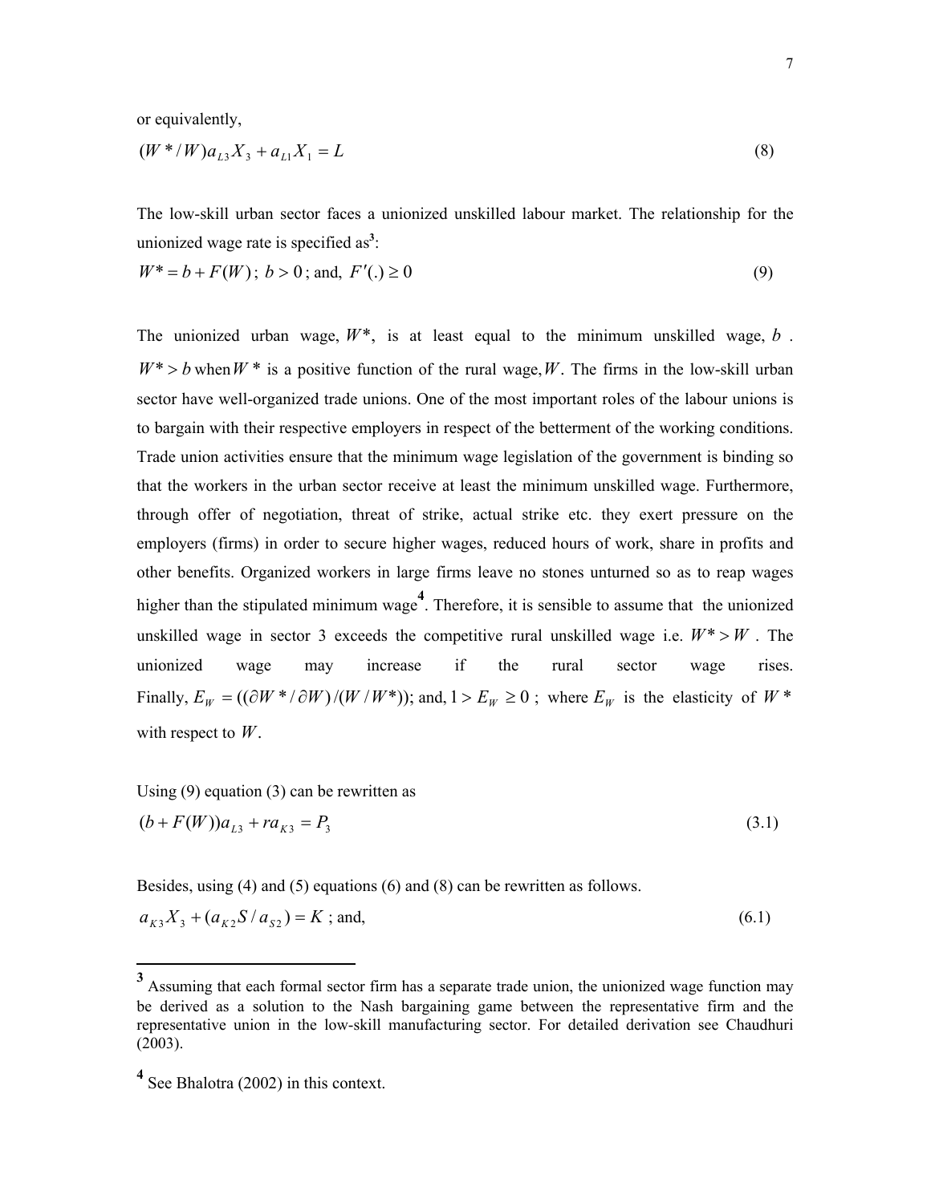or equivalently,

$$(W^*/W)a_{L3}X_3 + a_{L1}X_1 = L \tag{8}$$

The low-skill urban sector faces a unionized unskilled labour market. The relationship for the unionized wage rate is specified as[3]:

$$W^* = b + F(W)\text{; } b > 0\text{; and, } F'(.) \geq 0 \tag{9}$$

The unionized urban wage, $W^*$, is at least equal to the minimum unskilled wage, $b$. $W^* > b$ when $W^*$ is a positive function of the rural wage, $W$. The firms in the low-skill urban sector have well-organized trade unions. One of the most important roles of the labour unions is to bargain with their respective employers in respect of the betterment of the working conditions. Trade union activities ensure that the minimum wage legislation of the government is binding so that the workers in the urban sector receive at least the minimum unskilled wage. Furthermore, through offer of negotiation, threat of strike, actual strike etc. they exert pressure on the employers (firms) in order to secure higher wages, reduced hours of work, share in profits and other benefits. Organized workers in large firms leave no stones unturned so as to reap wages higher than the stipulated minimum wage[4]. Therefore, it is sensible to assume that the unionized unskilled wage in sector 3 exceeds the competitive rural unskilled wage i.e. $W^* > W$. The unionized wage may increase if the rural sector wage rises. Finally, $E_W = ((\partial W^*/\partial W)/(W/W^*))$; and, $1 > E_W \geq 0$; where $E_W$ is the elasticity of $W^*$ with respect to $W$.

Using (9) equation (3) can be rewritten as

$$(b + F(W))a_{L3} + ra_{K3} = P_3 \tag{3.1}$$

Besides, using (4) and (5) equations (6) and (8) can be rewritten as follows.

$$a_{K3}X_3 + (a_{K2}S/a_{S2}) = K\text{ ; and,} \tag{6.1}$$

---

[3] Assuming that each formal sector firm has a separate trade union, the unionized wage function may be derived as a solution to the Nash bargaining game between the representative firm and the representative union in the low-skill manufacturing sector. For detailed derivation see Chaudhuri (2003).

[4] See Bhalotra (2002) in this context.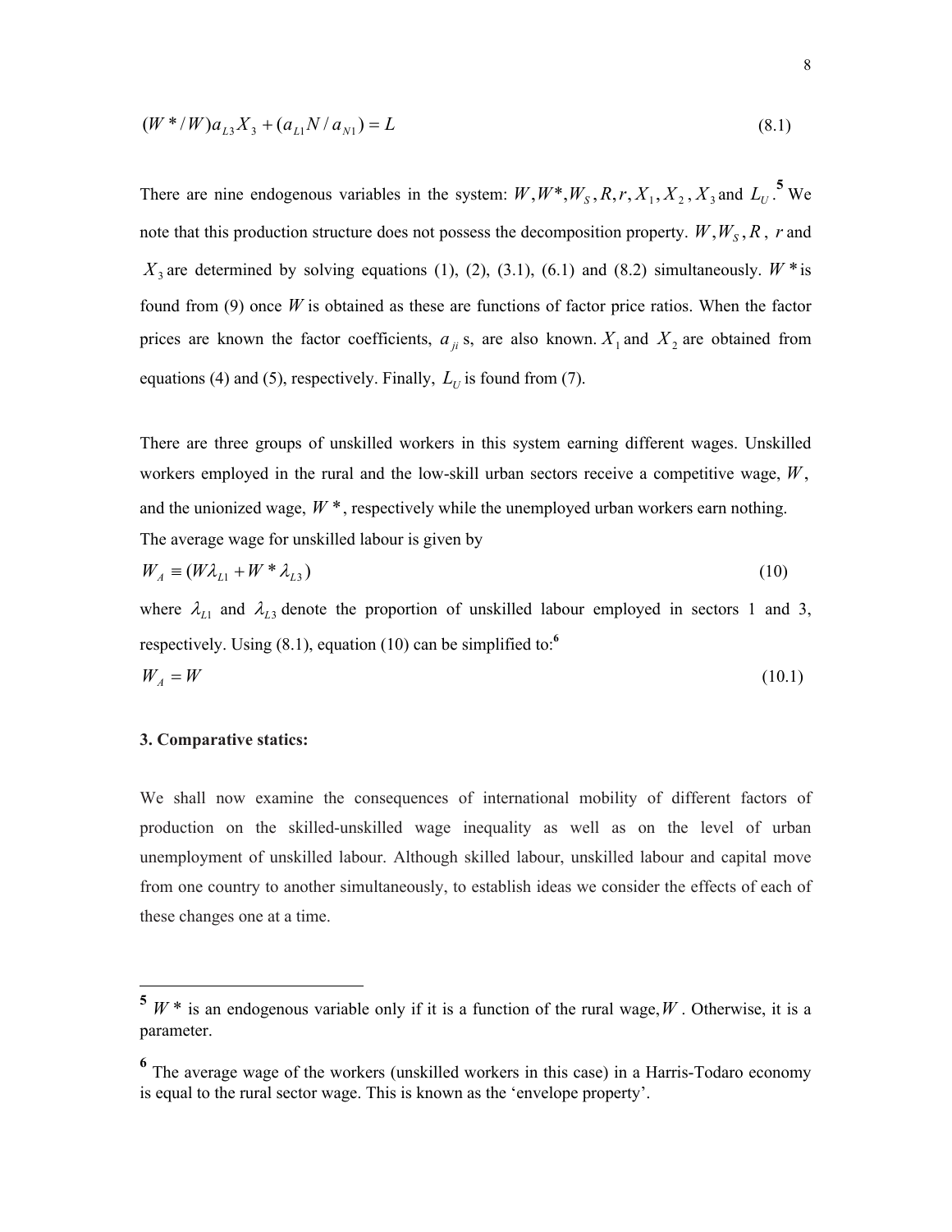$$(W^*/W)a_{L3}X_3 + (a_{L1}N/a_{N1}) = L \tag{8.1}$$

There are nine endogenous variables in the system: $W, W^*, W_S, R, r, X_1, X_2, X_3$ and $L_U$.[5] We note that this production structure does not possess the decomposition property. $W, W_S, R$, $r$ and $X_3$ are determined by solving equations (1), (2), (3.1), (6.1) and (8.2) simultaneously. $W^*$ is found from (9) once $W$ is obtained as these are functions of factor price ratios. When the factor prices are known the factor coefficients, $a_{ji}$ s, are also known. $X_1$ and $X_2$ are obtained from equations (4) and (5), respectively. Finally, $L_U$ is found from (7).

There are three groups of unskilled workers in this system earning different wages. Unskilled workers employed in the rural and the low-skill urban sectors receive a competitive wage, $W$, and the unionized wage, $W^*$, respectively while the unemployed urban workers earn nothing. The average wage for unskilled labour is given by

$$W_A \equiv (W\lambda_{L1} + W^*\lambda_{L3}) \tag{10}$$

where $\lambda_{L1}$ and $\lambda_{L3}$ denote the proportion of unskilled labour employed in sectors 1 and 3, respectively. Using (8.1), equation (10) can be simplified to:[6]

$$W_A = W \tag{10.1}$$

**3. Comparative statics:**

We shall now examine the consequences of international mobility of different factors of production on the skilled-unskilled wage inequality as well as on the level of urban unemployment of unskilled labour. Although skilled labour, unskilled labour and capital move from one country to another simultaneously, to establish ideas we consider the effects of each of these changes one at a time.

---

[5] $W^*$ is an endogenous variable only if it is a function of the rural wage, $W$. Otherwise, it is a parameter.

[6] The average wage of the workers (unskilled workers in this case) in a Harris-Todaro economy is equal to the rural sector wage. This is known as the 'envelope property'.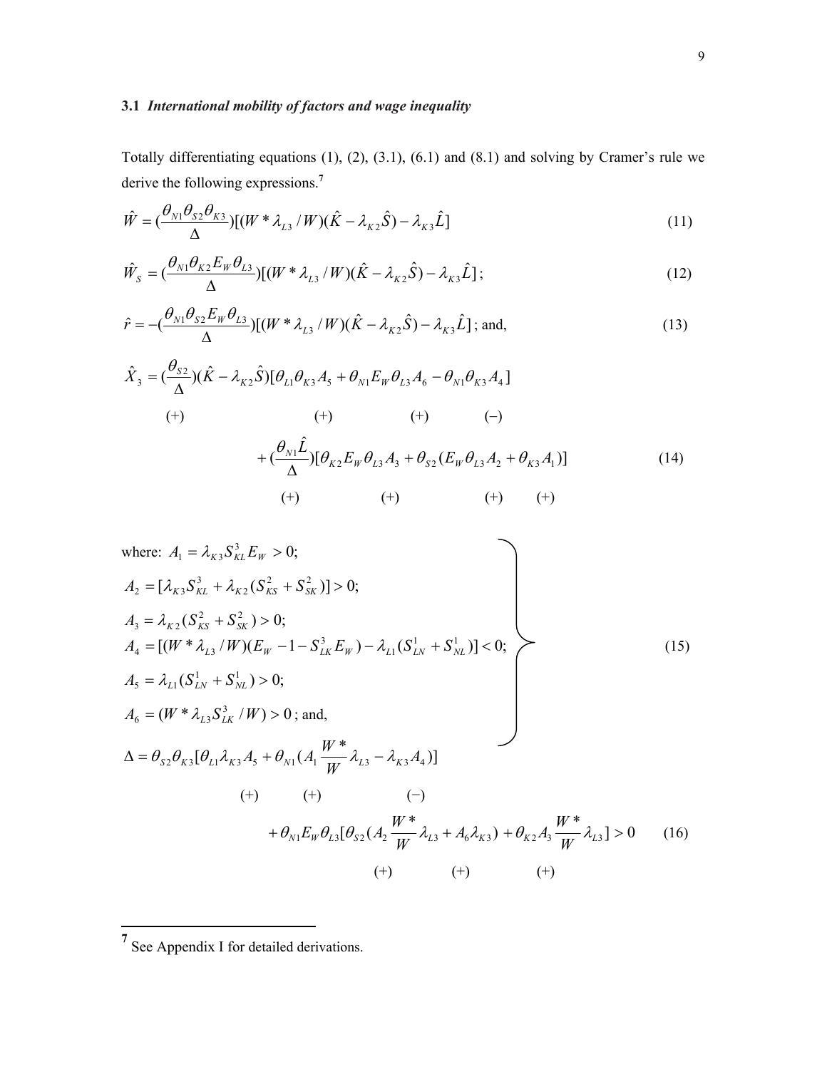### 3.1 *International mobility of factors and wage inequality*

Totally differentiating equations (1), (2), (3.1), (6.1) and (8.1) and solving by Cramer's rule we derive the following expressions.[7]

$$\hat{W} = (\frac{\theta_{N1}\theta_{S2}\theta_{K3}}{\Delta})[(W^*\lambda_{L3}/W)(\hat{K} - \lambda_{K2}\hat{S}) - \lambda_{K3}\hat{L}] \tag{11}$$

$$\hat{W}_S = (\frac{\theta_{N1}\theta_{K2}E_W\theta_{L3}}{\Delta})[(W^*\lambda_{L3}/W)(\hat{K} - \lambda_{K2}\hat{S}) - \lambda_{K3}\hat{L}]; \tag{12}$$

$$\hat{r} = -(\frac{\theta_{N1}\theta_{S2}E_W\theta_{L3}}{\Delta})[(W^*\lambda_{L3}/W)(\hat{K} - \lambda_{K2}\hat{S}) - \lambda_{K3}\hat{L}]; \text{ and,} \tag{13}$$

$$\hat{X}_3 = \underset{(+)}{(\frac{\theta_{S2}}{\Delta})}(\hat{K} - \lambda_{K2}\hat{S})[\underset{(+)}{\theta_{L1}\theta_{K3}A_5} + \underset{(+)}{\theta_{N1}E_W\theta_{L3}A_6} - \underset{(-)}{\theta_{N1}\theta_{K3}A_4}]$$

$$+ \underset{(+)}{(\frac{\theta_{N1}\hat{L}}{\Delta})}[\underset{(+)}{\theta_{K2}E_W\theta_{L3}A_3} + \theta_{S2}(\underset{(+)}{E_W\theta_{L3}A_2} + \underset{(+)}{\theta_{K3}A_1})] \tag{14}$$

$$\left.\begin{aligned}
&\text{where: } A_1 = \lambda_{K3}S^3_{KL}E_W > 0;\\
&A_2 = [\lambda_{K3}S^3_{KL} + \lambda_{K2}(S^2_{KS} + S^2_{SK})] > 0;\\
&A_3 = \lambda_{K2}(S^2_{KS} + S^2_{SK}) > 0;\\
&A_4 = [(W^*\lambda_{L3}/W)(E_W - 1 - S^3_{LK}E_W) - \lambda_{L1}(S^1_{LN} + S^1_{NL})] < 0;\\
&A_5 = \lambda_{L1}(S^1_{LN} + S^1_{NL}) > 0;\\
&A_6 = (W^*\lambda_{L3}S^3_{LK}/W) > 0; \text{ and,}
\end{aligned}\right\} \tag{15}$$

$$\Delta = \underset{(+)}{\theta_{S2}\theta_{K3}}[\underset{(+)}{\theta_{L1}\lambda_{K3}A_5} + \theta_{N1}(A_1\frac{W^*}{W}\lambda_{L3} - \underset{(-)}{\lambda_{K3}A_4})]$$

$$+ \theta_{N1}E_W\theta_{L3}[\theta_{S2}(\underset{(+)}{A_2\frac{W^*}{W}\lambda_{L3}} + \underset{(+)}{A_6\lambda_{K3}}) + \underset{(+)}{\theta_{K2}A_3\frac{W^*}{W}\lambda_{L3}}] > 0 \tag{16}$$

---

[7] See Appendix I for detailed derivations.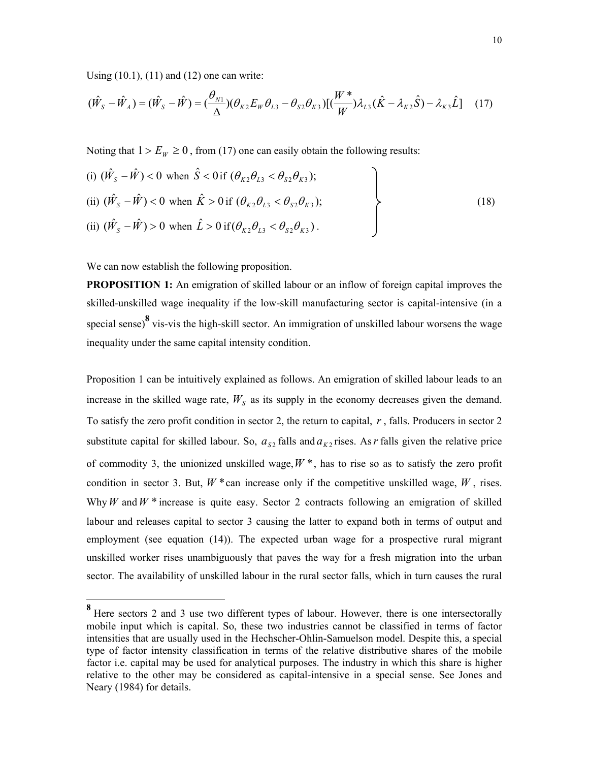Using (10.1), (11) and (12) one can write:

$$(\hat{W}_S - \hat{W}_A) = (\hat{W}_S - \hat{W}) = (\frac{\theta_{N1}}{\Delta})(\theta_{K2} E_W \theta_{L3} - \theta_{S2}\theta_{K3})[(\frac{W^*}{W})\lambda_{L3}(\hat{K} - \lambda_{K2}\hat{S}) - \lambda_{K3}\hat{L}] \quad (17)$$

Noting that $1 > E_W \geq 0$, from (17) one can easily obtain the following results:

$$\left.\begin{array}{l}
\text{(i) } (\hat{W}_S - \hat{W}) < 0 \text{ when } \hat{S} < 0 \text{ if } (\theta_{K2}\theta_{L3} < \theta_{S2}\theta_{K3}); \\
\text{(ii) } (\hat{W}_S - \hat{W}) < 0 \text{ when } \hat{K} > 0 \text{ if } (\theta_{K2}\theta_{L3} < \theta_{S2}\theta_{K3}); \\
\text{(ii) } (\hat{W}_S - \hat{W}) > 0 \text{ when } \hat{L} > 0 \text{ if } (\theta_{K2}\theta_{L3} < \theta_{S2}\theta_{K3}).
\end{array}\right\} \quad (18)$$

We can now establish the following proposition.

**PROPOSITION 1:** An emigration of skilled labour or an inflow of foreign capital improves the skilled-unskilled wage inequality if the low-skill manufacturing sector is capital-intensive (in a special sense)[8] vis-vis the high-skill sector. An immigration of unskilled labour worsens the wage inequality under the same capital intensity condition.

Proposition 1 can be intuitively explained as follows. An emigration of skilled labour leads to an increase in the skilled wage rate, $W_S$ as its supply in the economy decreases given the demand. To satisfy the zero profit condition in sector 2, the return to capital, $r$, falls. Producers in sector 2 substitute capital for skilled labour. So, $a_{S2}$ falls and $a_{K2}$ rises. As $r$ falls given the relative price of commodity 3, the unionized unskilled wage, $W^*$, has to rise so as to satisfy the zero profit condition in sector 3. But, $W^*$ can increase only if the competitive unskilled wage, $W$, rises. Why $W$ and $W^*$ increase is quite easy. Sector 2 contracts following an emigration of skilled labour and releases capital to sector 3 causing the latter to expand both in terms of output and employment (see equation (14)). The expected urban wage for a prospective rural migrant unskilled worker rises unambiguously that paves the way for a fresh migration into the urban sector. The availability of unskilled labour in the rural sector falls, which in turn causes the rural

---

[8] Here sectors 2 and 3 use two different types of labour. However, there is one intersectorally mobile input which is capital. So, these two industries cannot be classified in terms of factor intensities that are usually used in the Hechscher-Ohlin-Samuelson model. Despite this, a special type of factor intensity classification in terms of the relative distributive shares of the mobile factor i.e. capital may be used for analytical purposes. The industry in which this share is higher relative to the other may be considered as capital-intensive in a special sense. See Jones and Neary (1984) for details.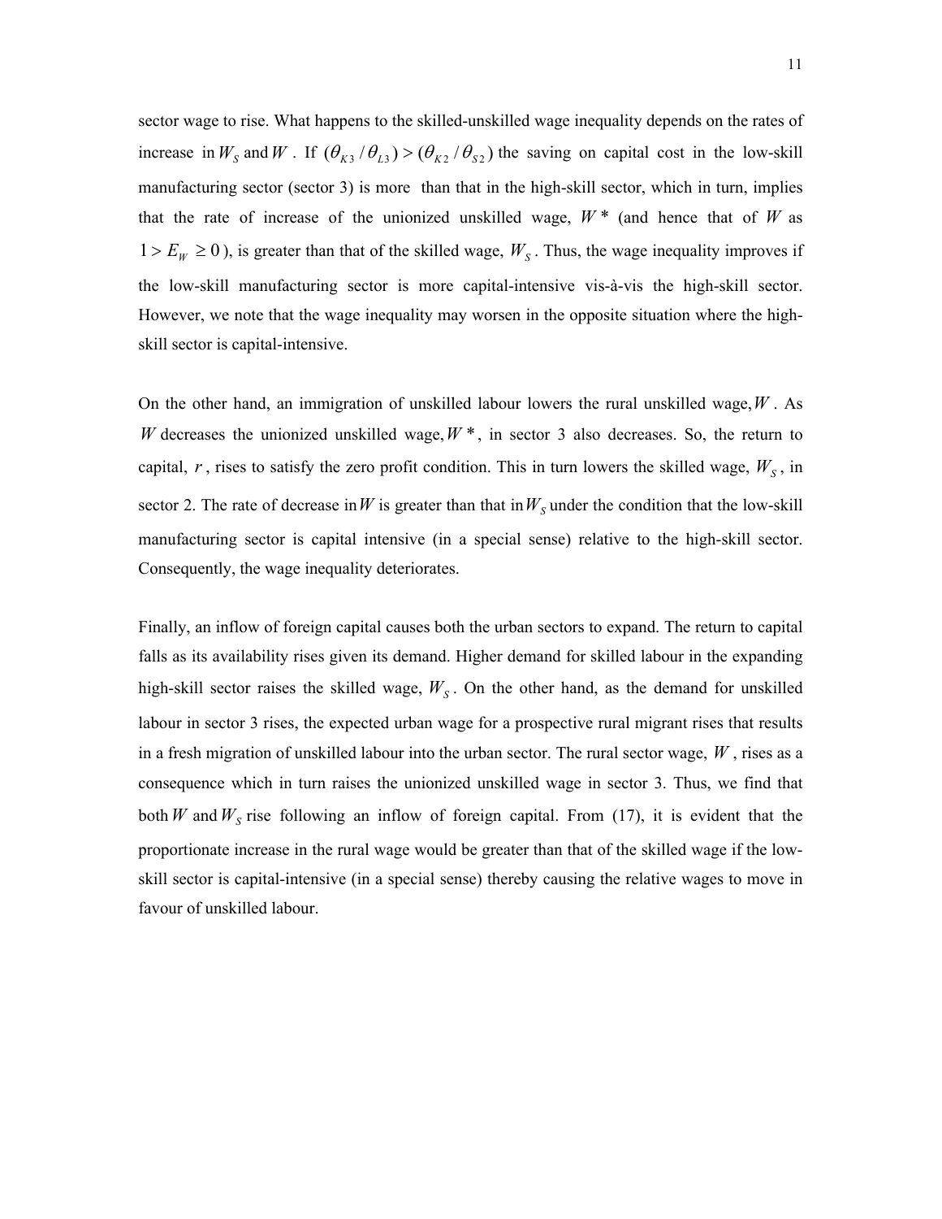sector wage to rise. What happens to the skilled-unskilled wage inequality depends on the rates of increase in $W_S$ and $W$. If $(\theta_{K3}/\theta_{L3}) > (\theta_{K2}/\theta_{S2})$ the saving on capital cost in the low-skill manufacturing sector (sector 3) is more than that in the high-skill sector, which in turn, implies that the rate of increase of the unionized unskilled wage, $W^*$ (and hence that of $W$ as $1 > E_W \geq 0$), is greater than that of the skilled wage, $W_S$. Thus, the wage inequality improves if the low-skill manufacturing sector is more capital-intensive vis-à-vis the high-skill sector. However, we note that the wage inequality may worsen in the opposite situation where the high-skill sector is capital-intensive.

On the other hand, an immigration of unskilled labour lowers the rural unskilled wage, $W$. As $W$ decreases the unionized unskilled wage, $W^*$, in sector 3 also decreases. So, the return to capital, $r$, rises to satisfy the zero profit condition. This in turn lowers the skilled wage, $W_S$, in sector 2. The rate of decrease in $W$ is greater than that in $W_S$ under the condition that the low-skill manufacturing sector is capital intensive (in a special sense) relative to the high-skill sector. Consequently, the wage inequality deteriorates.

Finally, an inflow of foreign capital causes both the urban sectors to expand. The return to capital falls as its availability rises given its demand. Higher demand for skilled labour in the expanding high-skill sector raises the skilled wage, $W_S$. On the other hand, as the demand for unskilled labour in sector 3 rises, the expected urban wage for a prospective rural migrant rises that results in a fresh migration of unskilled labour into the urban sector. The rural sector wage, $W$, rises as a consequence which in turn raises the unionized unskilled wage in sector 3. Thus, we find that both $W$ and $W_S$ rise following an inflow of foreign capital. From (17), it is evident that the proportionate increase in the rural wage would be greater than that of the skilled wage if the low-skill sector is capital-intensive (in a special sense) thereby causing the relative wages to move in favour of unskilled labour.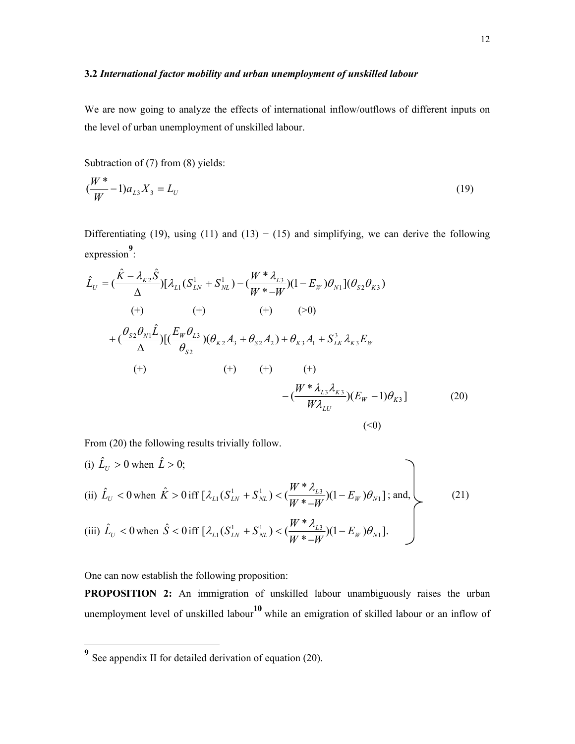### 3.2 *International factor mobility and urban unemployment of unskilled labour*

We are now going to analyze the effects of international inflow/outflows of different inputs on the level of urban unemployment of unskilled labour.

Subtraction of (7) from (8) yields:

$$(\frac{W^*}{W}-1)a_{L3}X_3 = L_U \tag{19}$$

Differentiating (19), using (11) and (13) − (15) and simplifying, we can derive the following expression[9]:

$$\begin{aligned}
\hat{L}_U = {} & (\frac{\hat{K}-\lambda_{K2}\hat{S}}{\Delta})[\lambda_{L1}(S^1_{LN}+S^1_{NL})-(\frac{W^*\lambda_{L3}}{W^*-W})(1-E_W)\theta_{N1}](\theta_{S2}\theta_{K3}) \\
& \quad (+) \qquad\qquad (+) \qquad\qquad (+) \qquad (>0) \\
& + (\frac{\theta_{S2}\theta_{N1}\hat{L}}{\Delta})[(\frac{E_W\theta_{L3}}{\theta_{S2}})(\theta_{K2}A_3+\theta_{S2}A_2)+\theta_{K3}A_1+S^3_{LK}\lambda_{K3}E_W \\
& \quad (+) \qquad\qquad (+) \qquad (+) \qquad (+) \\
& - (\frac{W^*\lambda_{L3}\lambda_{K3}}{W\lambda_{LU}})(E_W-1)\theta_{K3}] \\
& \qquad\qquad (<0)
\end{aligned} \tag{20}$$

From (20) the following results trivially follow.

$$\left.\begin{aligned}
&\text{(i) } \hat{L}_U > 0 \text{ when } \hat{L} > 0; \\
&\text{(ii) } \hat{L}_U < 0 \text{ when } \hat{K} > 0 \text{ iff } [\lambda_{L1}(S^1_{LN}+S^1_{NL}) < (\frac{W^*\lambda_{L3}}{W^*-W})(1-E_W)\theta_{N1}]\text{; and,} \\
&\text{(iii) } \hat{L}_U < 0 \text{ when } \hat{S} < 0 \text{ iff } [\lambda_{L1}(S^1_{LN}+S^1_{NL}) < (\frac{W^*\lambda_{L3}}{W^*-W})(1-E_W)\theta_{N1}].
\end{aligned}\right\} \tag{21}$$

One can now establish the following proposition:

**PROPOSITION 2:** An immigration of unskilled labour unambiguously raises the urban unemployment level of unskilled labour[10] while an emigration of skilled labour or an inflow of

---

[9] See appendix II for detailed derivation of equation (20).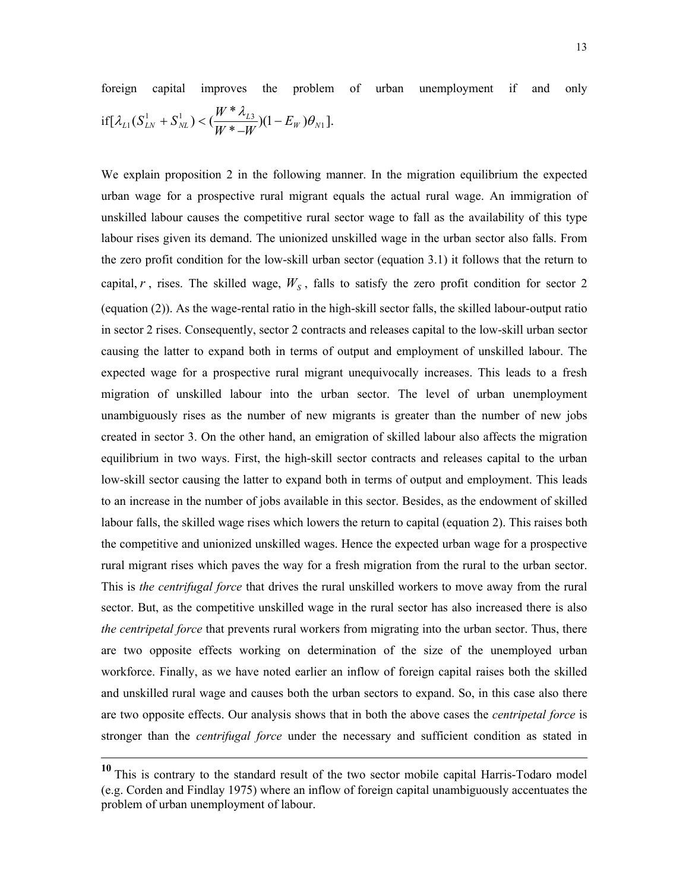foreign capital improves the problem of urban unemployment if and only if$[\lambda_{L1}(S^1_{LN} + S^1_{NL}) < (\frac{W^* \lambda_{L3}}{W^* - W})(1 - E_W)\theta_{N1}]$.

We explain proposition 2 in the following manner. In the migration equilibrium the expected urban wage for a prospective rural migrant equals the actual rural wage. An immigration of unskilled labour causes the competitive rural sector wage to fall as the availability of this type labour rises given its demand. The unionized unskilled wage in the urban sector also falls. From the zero profit condition for the low-skill urban sector (equation 3.1) it follows that the return to capital, $r$, rises. The skilled wage, $W_S$, falls to satisfy the zero profit condition for sector 2 (equation (2)). As the wage-rental ratio in the high-skill sector falls, the skilled labour-output ratio in sector 2 rises. Consequently, sector 2 contracts and releases capital to the low-skill urban sector causing the latter to expand both in terms of output and employment of unskilled labour. The expected wage for a prospective rural migrant unequivocally increases. This leads to a fresh migration of unskilled labour into the urban sector. The level of urban unemployment unambiguously rises as the number of new migrants is greater than the number of new jobs created in sector 3. On the other hand, an emigration of skilled labour also affects the migration equilibrium in two ways. First, the high-skill sector contracts and releases capital to the urban low-skill sector causing the latter to expand both in terms of output and employment. This leads to an increase in the number of jobs available in this sector. Besides, as the endowment of skilled labour falls, the skilled wage rises which lowers the return to capital (equation 2). This raises both the competitive and unionized unskilled wages. Hence the expected urban wage for a prospective rural migrant rises which paves the way for a fresh migration from the rural to the urban sector. This is *the centrifugal force* that drives the rural unskilled workers to move away from the rural sector. But, as the competitive unskilled wage in the rural sector has also increased there is also *the centripetal force* that prevents rural workers from migrating into the urban sector. Thus, there are two opposite effects working on determination of the size of the unemployed urban workforce. Finally, as we have noted earlier an inflow of foreign capital raises both the skilled and unskilled rural wage and causes both the urban sectors to expand. So, in this case also there are two opposite effects. Our analysis shows that in both the above cases the *centripetal force* is stronger than the *centrifugal force* under the necessary and sufficient condition as stated in

---

[10] This is contrary to the standard result of the two sector mobile capital Harris-Todaro model (e.g. Corden and Findlay 1975) where an inflow of foreign capital unambiguously accentuates the problem of urban unemployment of labour.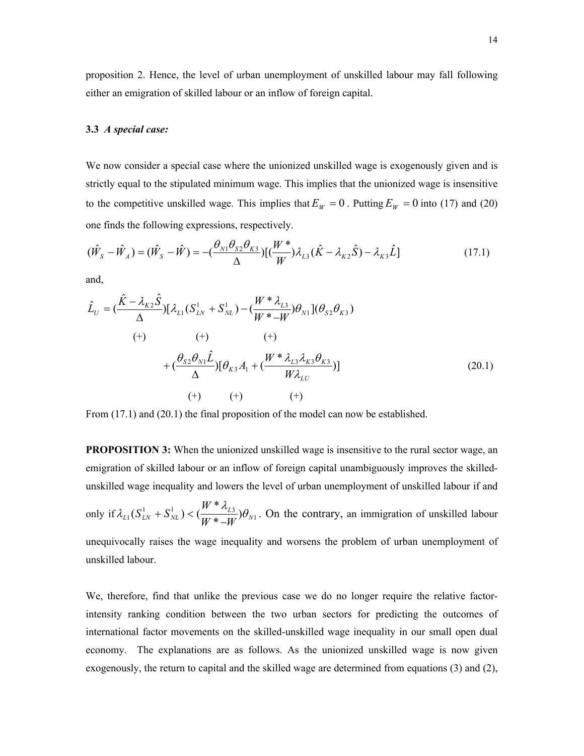proposition 2. Hence, the level of urban unemployment of unskilled labour may fall following either an emigration of skilled labour or an inflow of foreign capital.

### 3.3 *A special case:*

We now consider a special case where the unionized unskilled wage is exogenously given and is strictly equal to the stipulated minimum wage. This implies that the unionized wage is insensitive to the competitive unskilled wage. This implies that $E_W = 0$. Putting $E_W = 0$ into (17) and (20) one finds the following expressions, respectively.

$$(\hat{W}_S - \hat{W}_A) = (\hat{W}_S - \hat{W}) = -(\frac{\theta_{N1}\theta_{S2}\theta_{K3}}{\Delta})[(\frac{W^*}{W})\lambda_{L3}(\hat{K} - \lambda_{K2}\hat{S}) - \lambda_{K3}\hat{L}] \tag{17.1}$$

and,

$$\hat{L}_U = (\underset{(+)}{\frac{\hat{K} - \lambda_{K2}\hat{S}}{\Delta}})[\underset{(+)}{\lambda_{L1}(S^1_{LN} + S^1_{NL})} - \underset{(+)}{(\frac{W^*\lambda_{L3}}{W^* - W})\theta_{N1}}](\theta_{S2}\theta_{K3})$$

$$+ (\underset{(+)}{\frac{\theta_{S2}\theta_{N1}\hat{L}}{\Delta}})[\underset{(+)}{\theta_{K3}A_1} + \underset{(+)}{(\frac{W^*\lambda_{L3}\lambda_{K3}\theta_{K3}}{W\lambda_{LU}})}] \tag{20.1}$$

From (17.1) and (20.1) the final proposition of the model can now be established.

**PROPOSITION 3:** When the unionized unskilled wage is insensitive to the rural sector wage, an emigration of skilled labour or an inflow of foreign capital unambiguously improves the skilled-unskilled wage inequality and lowers the level of urban unemployment of unskilled labour if and only if $\lambda_{L1}(S^1_{LN} + S^1_{NL}) < (\frac{W^*\lambda_{L3}}{W^* - W})\theta_{N1}$. On the contrary, an immigration of unskilled labour unequivocally raises the wage inequality and worsens the problem of urban unemployment of unskilled labour.

We, therefore, find that unlike the previous case we do no longer require the relative factor-intensity ranking condition between the two urban sectors for predicting the outcomes of international factor movements on the skilled-unskilled wage inequality in our small open dual economy. The explanations are as follows. As the unionized unskilled wage is now given exogenously, the return to capital and the skilled wage are determined from equations (3) and (2),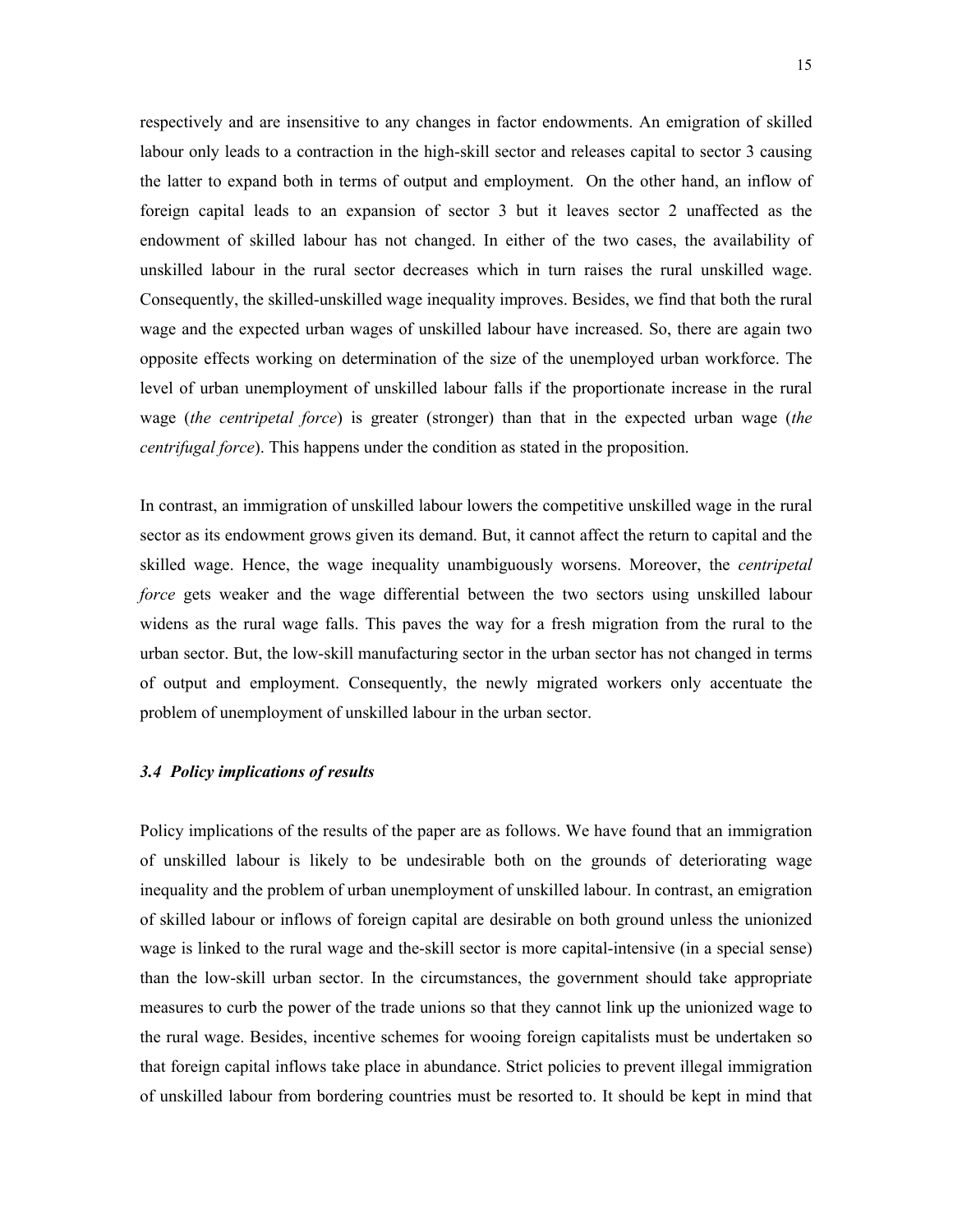respectively and are insensitive to any changes in factor endowments. An emigration of skilled labour only leads to a contraction in the high-skill sector and releases capital to sector 3 causing the latter to expand both in terms of output and employment. On the other hand, an inflow of foreign capital leads to an expansion of sector 3 but it leaves sector 2 unaffected as the endowment of skilled labour has not changed. In either of the two cases, the availability of unskilled labour in the rural sector decreases which in turn raises the rural unskilled wage. Consequently, the skilled-unskilled wage inequality improves. Besides, we find that both the rural wage and the expected urban wages of unskilled labour have increased. So, there are again two opposite effects working on determination of the size of the unemployed urban workforce. The level of urban unemployment of unskilled labour falls if the proportionate increase in the rural wage (*the centripetal force*) is greater (stronger) than that in the expected urban wage (*the centrifugal force*). This happens under the condition as stated in the proposition.

In contrast, an immigration of unskilled labour lowers the competitive unskilled wage in the rural sector as its endowment grows given its demand. But, it cannot affect the return to capital and the skilled wage. Hence, the wage inequality unambiguously worsens. Moreover, the *centripetal force* gets weaker and the wage differential between the two sectors using unskilled labour widens as the rural wage falls. This paves the way for a fresh migration from the rural to the urban sector. But, the low-skill manufacturing sector in the urban sector has not changed in terms of output and employment. Consequently, the newly migrated workers only accentuate the problem of unemployment of unskilled labour in the urban sector.

### *3.4 Policy implications of results*

Policy implications of the results of the paper are as follows. We have found that an immigration of unskilled labour is likely to be undesirable both on the grounds of deteriorating wage inequality and the problem of urban unemployment of unskilled labour. In contrast, an emigration of skilled labour or inflows of foreign capital are desirable on both ground unless the unionized wage is linked to the rural wage and the-skill sector is more capital-intensive (in a special sense) than the low-skill urban sector. In the circumstances, the government should take appropriate measures to curb the power of the trade unions so that they cannot link up the unionized wage to the rural wage. Besides, incentive schemes for wooing foreign capitalists must be undertaken so that foreign capital inflows take place in abundance. Strict policies to prevent illegal immigration of unskilled labour from bordering countries must be resorted to. It should be kept in mind that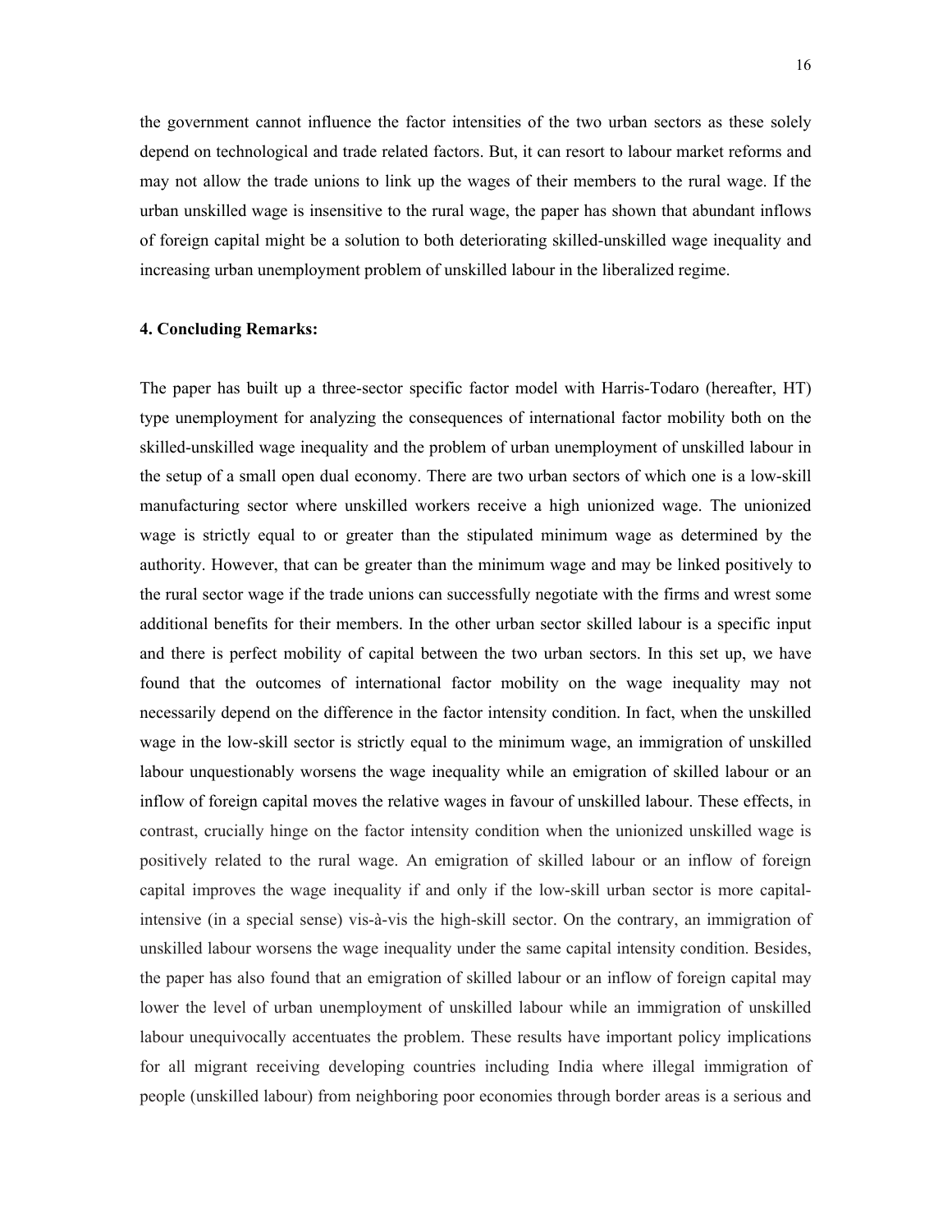the government cannot influence the factor intensities of the two urban sectors as these solely depend on technological and trade related factors. But, it can resort to labour market reforms and may not allow the trade unions to link up the wages of their members to the rural wage. If the urban unskilled wage is insensitive to the rural wage, the paper has shown that abundant inflows of foreign capital might be a solution to both deteriorating skilled-unskilled wage inequality and increasing urban unemployment problem of unskilled labour in the liberalized regime.

**4. Concluding Remarks:**

The paper has built up a three-sector specific factor model with Harris-Todaro (hereafter, HT) type unemployment for analyzing the consequences of international factor mobility both on the skilled-unskilled wage inequality and the problem of urban unemployment of unskilled labour in the setup of a small open dual economy. There are two urban sectors of which one is a low-skill manufacturing sector where unskilled workers receive a high unionized wage. The unionized wage is strictly equal to or greater than the stipulated minimum wage as determined by the authority. However, that can be greater than the minimum wage and may be linked positively to the rural sector wage if the trade unions can successfully negotiate with the firms and wrest some additional benefits for their members. In the other urban sector skilled labour is a specific input and there is perfect mobility of capital between the two urban sectors. In this set up, we have found that the outcomes of international factor mobility on the wage inequality may not necessarily depend on the difference in the factor intensity condition. In fact, when the unskilled wage in the low-skill sector is strictly equal to the minimum wage, an immigration of unskilled labour unquestionably worsens the wage inequality while an emigration of skilled labour or an inflow of foreign capital moves the relative wages in favour of unskilled labour. These effects, in contrast, crucially hinge on the factor intensity condition when the unionized unskilled wage is positively related to the rural wage. An emigration of skilled labour or an inflow of foreign capital improves the wage inequality if and only if the low-skill urban sector is more capital-intensive (in a special sense) vis-à-vis the high-skill sector. On the contrary, an immigration of unskilled labour worsens the wage inequality under the same capital intensity condition. Besides, the paper has also found that an emigration of skilled labour or an inflow of foreign capital may lower the level of urban unemployment of unskilled labour while an immigration of unskilled labour unequivocally accentuates the problem. These results have important policy implications for all migrant receiving developing countries including India where illegal immigration of people (unskilled labour) from neighboring poor economies through border areas is a serious and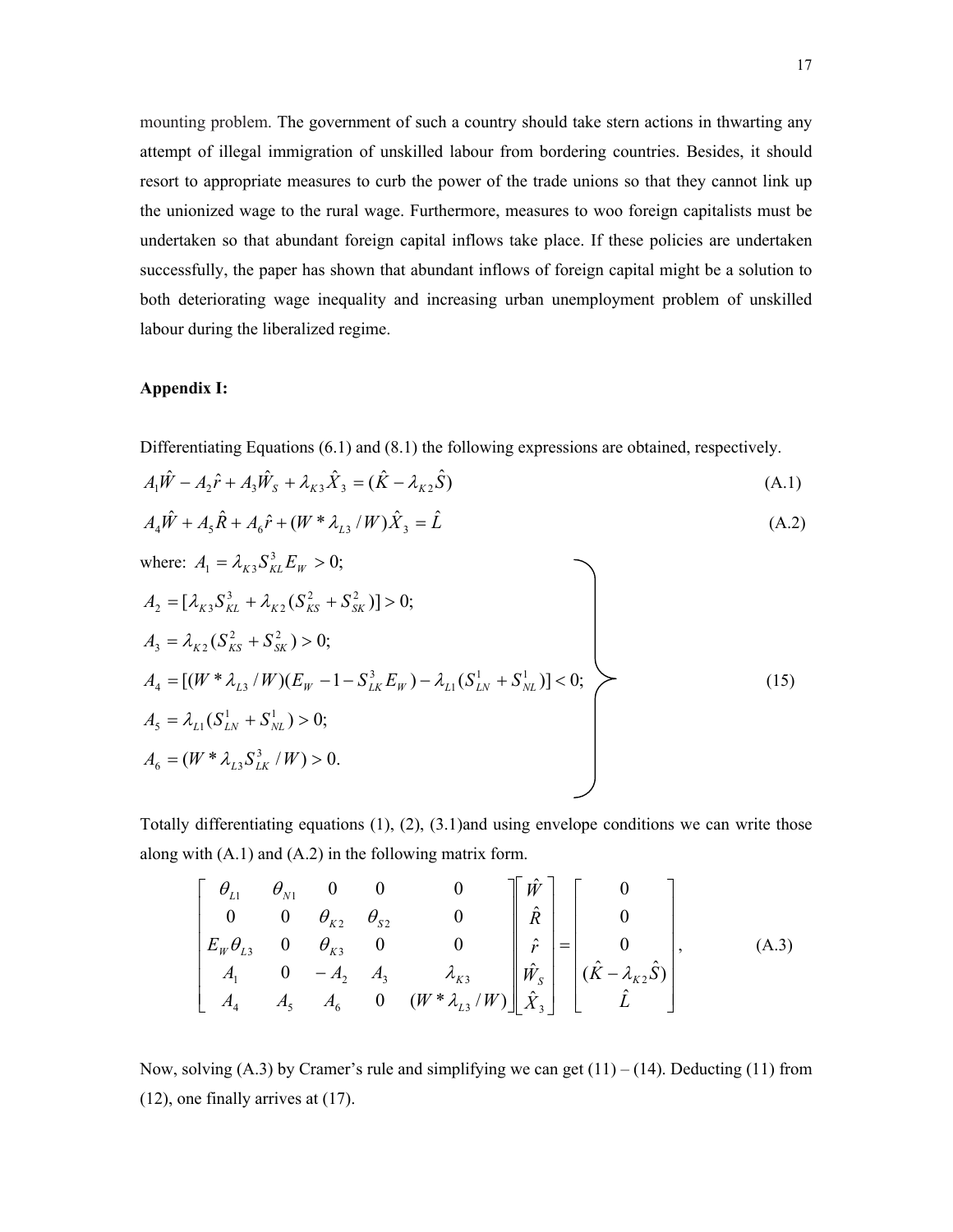mounting problem. The government of such a country should take stern actions in thwarting any attempt of illegal immigration of unskilled labour from bordering countries. Besides, it should resort to appropriate measures to curb the power of the trade unions so that they cannot link up the unionized wage to the rural wage. Furthermore, measures to woo foreign capitalists must be undertaken so that abundant foreign capital inflows take place. If these policies are undertaken successfully, the paper has shown that abundant inflows of foreign capital might be a solution to both deteriorating wage inequality and increasing urban unemployment problem of unskilled labour during the liberalized regime.

**Appendix I:**

Differentiating Equations (6.1) and (8.1) the following expressions are obtained, respectively.

$$A_1\hat{W} - A_2\hat{r} + A_3\hat{W}_S + \lambda_{K3}\hat{X}_3 = (\hat{K} - \lambda_{K2}\hat{S}) \tag{A.1}$$

$$A_4\hat{W} + A_5\hat{R} + A_6\hat{r} + (W^*\lambda_{L3}/W)\hat{X}_3 = \hat{L} \tag{A.2}$$

where:

$$\left.\begin{aligned}
A_1 &= \lambda_{K3}S^3_{KL}E_W > 0;\\
A_2 &= [\lambda_{K3}S^3_{KL} + \lambda_{K2}(S^2_{KS} + S^2_{SK})] > 0;\\
A_3 &= \lambda_{K2}(S^2_{KS} + S^2_{SK}) > 0;\\
A_4 &= [(W^*\lambda_{L3}/W)(E_W - 1 - S^3_{LK}E_W) - \lambda_{L1}(S^1_{LN} + S^1_{NL})] < 0;\\
A_5 &= \lambda_{L1}(S^1_{LN} + S^1_{NL}) > 0;\\
A_6 &= (W^*\lambda_{L3}S^3_{LK}/W) > 0.
\end{aligned}\right\} \tag{15}$$

Totally differentiating equations (1), (2), (3.1)and using envelope conditions we can write those along with (A.1) and (A.2) in the following matrix form.

$$\begin{bmatrix} \theta_{L1} & \theta_{N1} & 0 & 0 & 0 \\ 0 & 0 & \theta_{K2} & \theta_{S2} & 0 \\ E_W\theta_{L3} & 0 & \theta_{K3} & 0 & 0 \\ A_1 & 0 & -A_2 & A_3 & \lambda_{K3} \\ A_4 & A_5 & A_6 & 0 & (W^*\lambda_{L3}/W) \end{bmatrix} \begin{bmatrix} \hat{W} \\ \hat{R} \\ \hat{r} \\ \hat{W}_S \\ \hat{X}_3 \end{bmatrix} = \begin{bmatrix} 0 \\ 0 \\ 0 \\ (\hat{K} - \lambda_{K2}\hat{S}) \\ \hat{L} \end{bmatrix}, \tag{A.3}$$

Now, solving (A.3) by Cramer's rule and simplifying we can get (11) – (14). Deducting (11) from (12), one finally arrives at (17).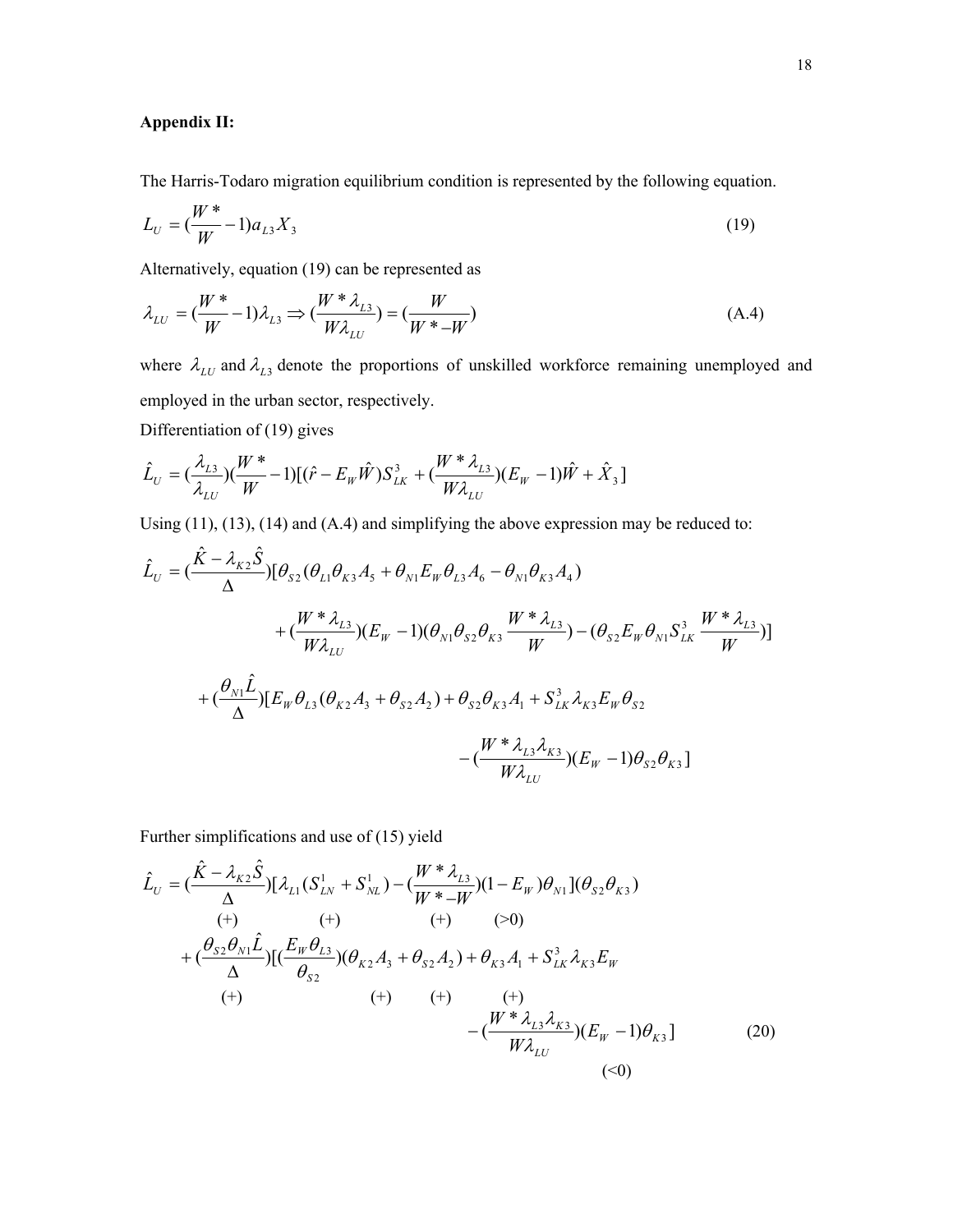**Appendix II:**

The Harris-Todaro migration equilibrium condition is represented by the following equation.

$$L_U = (\frac{W^*}{W} - 1) a_{L3} X_3 \tag{19}$$

Alternatively, equation (19) can be represented as

$$\lambda_{LU} = (\frac{W^*}{W} - 1)\lambda_{L3} \Rightarrow (\frac{W^* \lambda_{L3}}{W \lambda_{LU}}) = (\frac{W}{W^* - W}) \tag{A.4}$$

where $\lambda_{LU}$ and $\lambda_{L3}$ denote the proportions of unskilled workforce remaining unemployed and employed in the urban sector, respectively.

Differentiation of (19) gives

$$\hat{L}_U = (\frac{\lambda_{L3}}{\lambda_{LU}})(\frac{W^*}{W} - 1)[(\hat{r} - E_W \hat{W}) S_{LK}^3 + (\frac{W^* \lambda_{L3}}{W \lambda_{LU}})(E_W - 1)\hat{W} + \hat{X}_3]$$

Using (11), (13), (14) and (A.4) and simplifying the above expression may be reduced to:

$$\begin{aligned}
\hat{L}_U = (\frac{\hat{K} - \lambda_{K2}\hat{S}}{\Delta})[&\theta_{S2}(\theta_{L1}\theta_{K3}A_5 + \theta_{N1}E_W\theta_{L3}A_6 - \theta_{N1}\theta_{K3}A_4) \\
&+ (\frac{W^*\lambda_{L3}}{W\lambda_{LU}})(E_W - 1)(\theta_{N1}\theta_{S2}\theta_{K3}\frac{W^*\lambda_{L3}}{W}) - (\theta_{S2}E_W\theta_{N1}S_{LK}^3\frac{W^*\lambda_{L3}}{W})] \\
+ (\frac{\theta_{N1}\hat{L}}{\Delta})[&E_W\theta_{L3}(\theta_{K2}A_3 + \theta_{S2}A_2) + \theta_{S2}\theta_{K3}A_1 + S_{LK}^3\lambda_{K3}E_W\theta_{S2} \\
&- (\frac{W^*\lambda_{L3}\lambda_{K3}}{W\lambda_{LU}})(E_W - 1)\theta_{S2}\theta_{K3}]
\end{aligned}$$

Further simplifications and use of (15) yield

$$\begin{aligned}
\hat{L}_U = &\underset{(+)}{(\frac{\hat{K} - \lambda_{K2}\hat{S}}{\Delta})}[\underset{(+)}{\lambda_{L1}(S_{LN}^1 + S_{NL}^1)} - \underset{(+)}{(\frac{W^*\lambda_{L3}}{W^* - W})}\underset{(>0)}{(1 - E_W)\theta_{N1}}](\theta_{S2}\theta_{K3}) \\
&+ \underset{(+)}{(\frac{\theta_{S2}\theta_{N1}\hat{L}}{\Delta})}[\underset{(+)}{(\frac{E_W\theta_{L3}}{\theta_{S2}})}\underset{(+)}{(\theta_{K2}A_3 + \theta_{S2}A_2)} + \underset{(+)}{\theta_{K3}A_1} + S_{LK}^3\lambda_{K3}E_W \\
&\qquad - \underset{(<0)}{(\frac{W^*\lambda_{L3}\lambda_{K3}}{W\lambda_{LU}})(E_W - 1)\theta_{K3}}]
\end{aligned} \tag{20}$$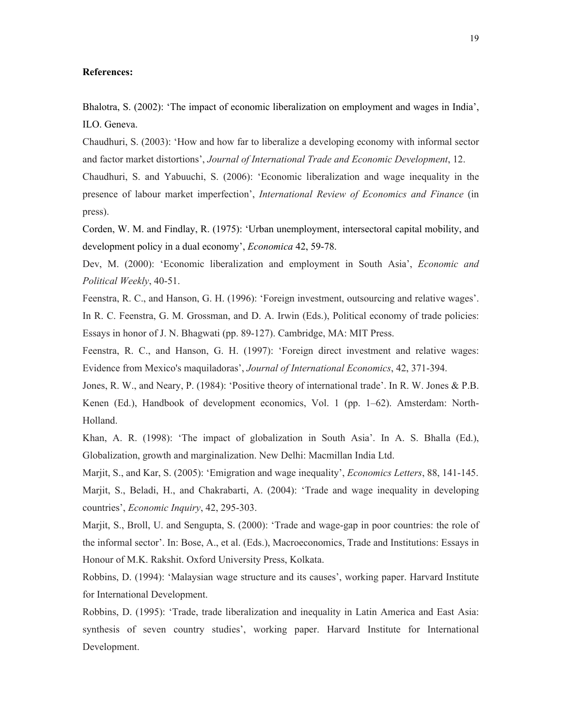**References:**

Bhalotra, S. (2002): 'The impact of economic liberalization on employment and wages in India', ILO. Geneva.

Chaudhuri, S. (2003): 'How and how far to liberalize a developing economy with informal sector and factor market distortions', *Journal of International Trade and Economic Development*, 12.

Chaudhuri, S. and Yabuuchi, S. (2006): 'Economic liberalization and wage inequality in the presence of labour market imperfection', *International Review of Economics and Finance* (in press).

Corden, W. M. and Findlay, R. (1975): 'Urban unemployment, intersectoral capital mobility, and development policy in a dual economy', *Economica* 42, 59-78.

Dev, M. (2000): 'Economic liberalization and employment in South Asia', *Economic and Political Weekly*, 40-51.

Feenstra, R. C., and Hanson, G. H. (1996): 'Foreign investment, outsourcing and relative wages'. In R. C. Feenstra, G. M. Grossman, and D. A. Irwin (Eds.), Political economy of trade policies: Essays in honor of J. N. Bhagwati (pp. 89-127). Cambridge, MA: MIT Press.

Feenstra, R. C., and Hanson, G. H. (1997): 'Foreign direct investment and relative wages: Evidence from Mexico's maquiladoras', *Journal of International Economics*, 42, 371-394.

Jones, R. W., and Neary, P. (1984): 'Positive theory of international trade'. In R. W. Jones & P.B. Kenen (Ed.), Handbook of development economics, Vol. 1 (pp. 1–62). Amsterdam: North-Holland.

Khan, A. R. (1998): 'The impact of globalization in South Asia'. In A. S. Bhalla (Ed.), Globalization, growth and marginalization. New Delhi: Macmillan India Ltd.

Marjit, S., and Kar, S. (2005): 'Emigration and wage inequality', *Economics Letters*, 88, 141-145.

Marjit, S., Beladi, H., and Chakrabarti, A. (2004): 'Trade and wage inequality in developing countries', *Economic Inquiry*, 42, 295-303.

Marjit, S., Broll, U. and Sengupta, S. (2000): 'Trade and wage-gap in poor countries: the role of the informal sector'. In: Bose, A., et al. (Eds.), Macroeconomics, Trade and Institutions: Essays in Honour of M.K. Rakshit. Oxford University Press, Kolkata.

Robbins, D. (1994): 'Malaysian wage structure and its causes', working paper. Harvard Institute for International Development.

Robbins, D. (1995): 'Trade, trade liberalization and inequality in Latin America and East Asia: synthesis of seven country studies', working paper. Harvard Institute for International Development.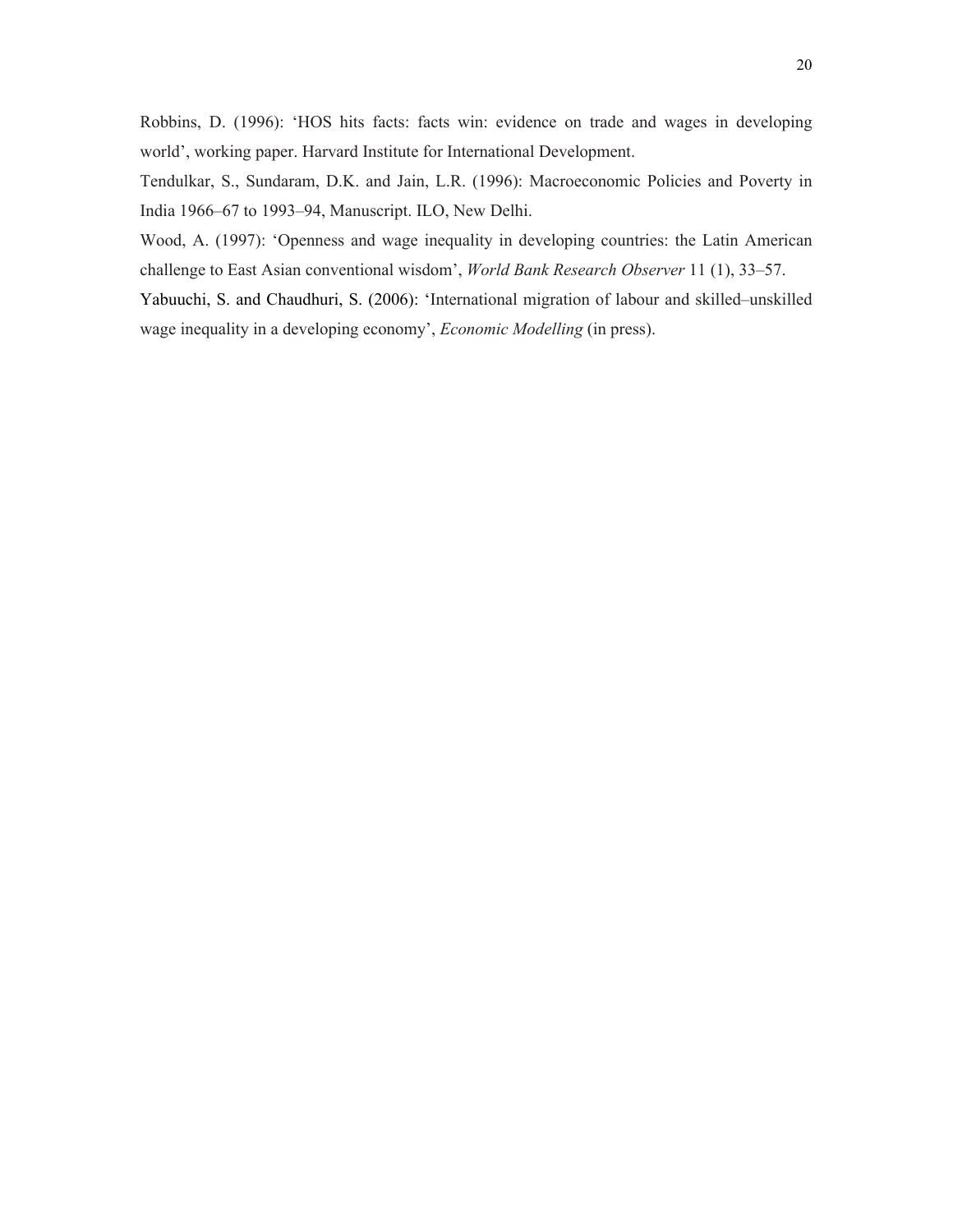Robbins, D. (1996): 'HOS hits facts: facts win: evidence on trade and wages in developing world', working paper. Harvard Institute for International Development.

Tendulkar, S., Sundaram, D.K. and Jain, L.R. (1996): Macroeconomic Policies and Poverty in India 1966–67 to 1993–94, Manuscript. ILO, New Delhi.

Wood, A. (1997): 'Openness and wage inequality in developing countries: the Latin American challenge to East Asian conventional wisdom', *World Bank Research Observer* 11 (1), 33–57.

Yabuuchi, S. and Chaudhuri, S. (2006): 'International migration of labour and skilled–unskilled wage inequality in a developing economy', *Economic Modelling* (in press).